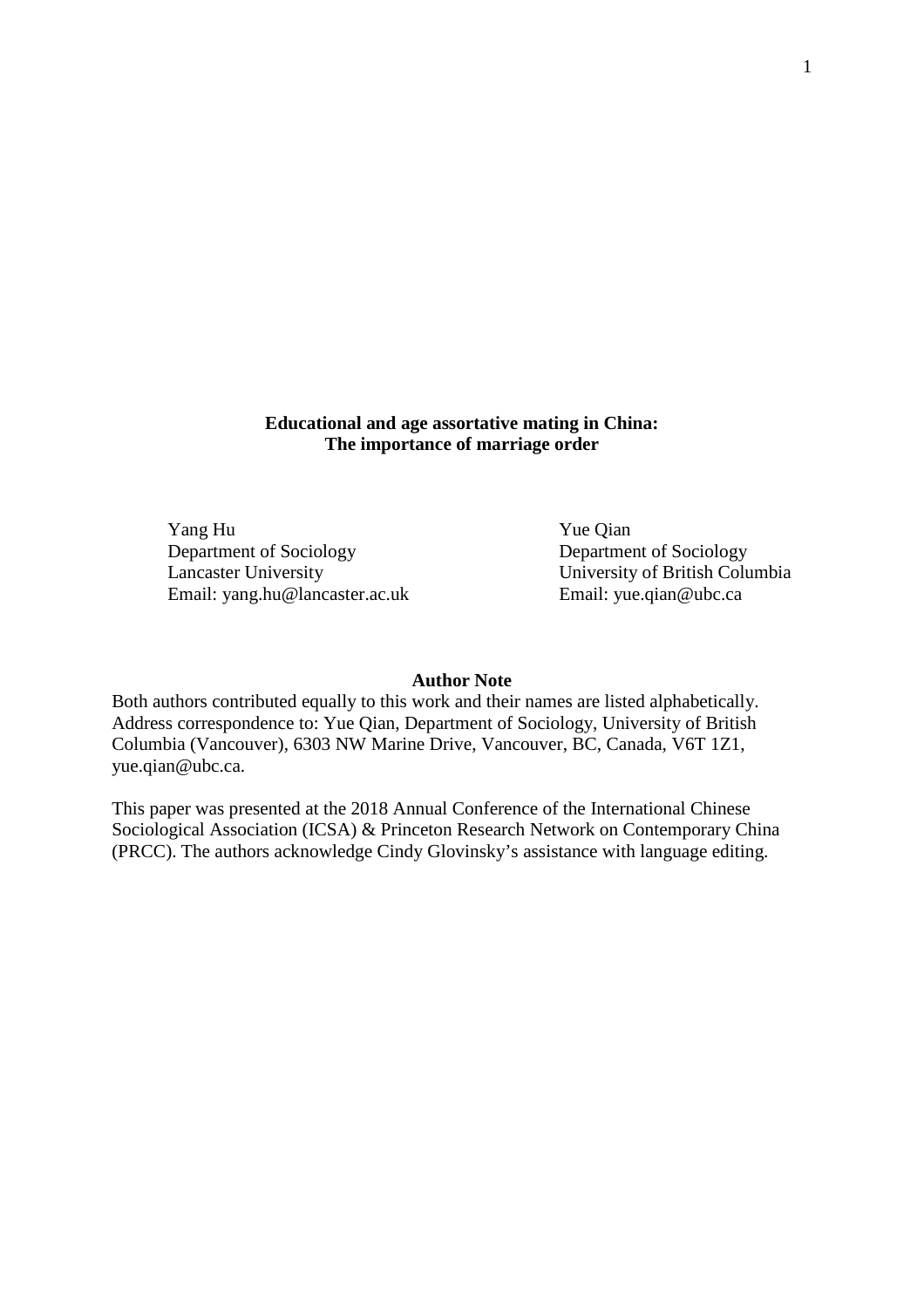# Educational and age assortative mating in China: The importance of marriage order

Yang Hu
Department of Sociology
Lancaster University
Email: yang.hu@lancaster.ac.uk

Yue Qian
Department of Sociology
University of British Columbia
Email: yue.qian@ubc.ca

**Author Note**

Both authors contributed equally to this work and their names are listed alphabetically. Address correspondence to: Yue Qian, Department of Sociology, University of British Columbia (Vancouver), 6303 NW Marine Drive, Vancouver, BC, Canada, V6T 1Z1, yue.qian@ubc.ca.

This paper was presented at the 2018 Annual Conference of the International Chinese Sociological Association (ICSA) & Princeton Research Network on Contemporary China (PRCC). The authors acknowledge Cindy Glovinsky's assistance with language editing.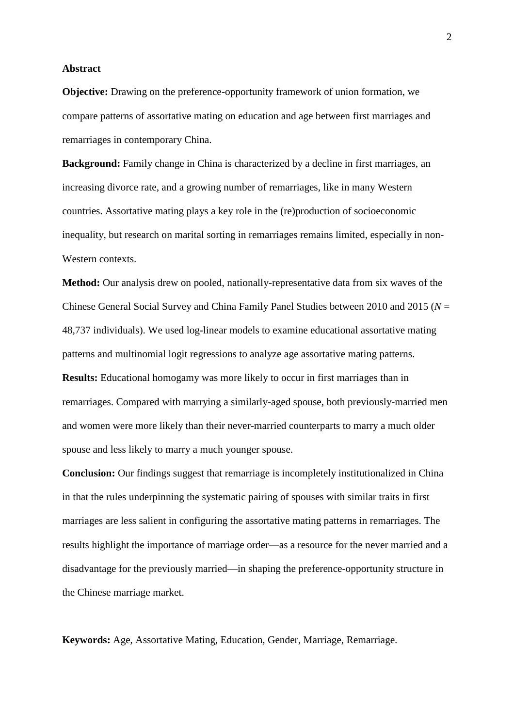## Abstract

**Objective:** Drawing on the preference-opportunity framework of union formation, we compare patterns of assortative mating on education and age between first marriages and remarriages in contemporary China.

**Background:** Family change in China is characterized by a decline in first marriages, an increasing divorce rate, and a growing number of remarriages, like in many Western countries. Assortative mating plays a key role in the (re)production of socioeconomic inequality, but research on marital sorting in remarriages remains limited, especially in non-Western contexts.

**Method:** Our analysis drew on pooled, nationally-representative data from six waves of the Chinese General Social Survey and China Family Panel Studies between 2010 and 2015 (*N* = 48,737 individuals). We used log-linear models to examine educational assortative mating patterns and multinomial logit regressions to analyze age assortative mating patterns.

**Results:** Educational homogamy was more likely to occur in first marriages than in remarriages. Compared with marrying a similarly-aged spouse, both previously-married men and women were more likely than their never-married counterparts to marry a much older spouse and less likely to marry a much younger spouse.

**Conclusion:** Our findings suggest that remarriage is incompletely institutionalized in China in that the rules underpinning the systematic pairing of spouses with similar traits in first marriages are less salient in configuring the assortative mating patterns in remarriages. The results highlight the importance of marriage order—as a resource for the never married and a disadvantage for the previously married—in shaping the preference-opportunity structure in the Chinese marriage market.

**Keywords:** Age, Assortative Mating, Education, Gender, Marriage, Remarriage.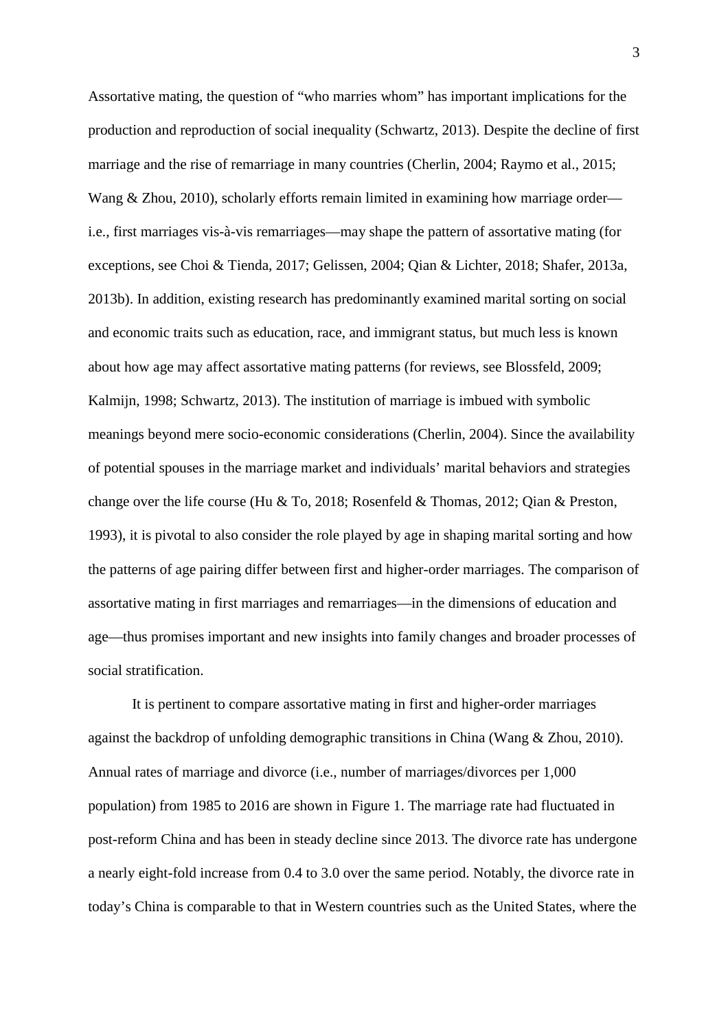Assortative mating, the question of "who marries whom" has important implications for the production and reproduction of social inequality (Schwartz, 2013). Despite the decline of first marriage and the rise of remarriage in many countries (Cherlin, 2004; Raymo et al., 2015; Wang & Zhou, 2010), scholarly efforts remain limited in examining how marriage order—i.e., first marriages vis-à-vis remarriages—may shape the pattern of assortative mating (for exceptions, see Choi & Tienda, 2017; Gelissen, 2004; Qian & Lichter, 2018; Shafer, 2013a, 2013b). In addition, existing research has predominantly examined marital sorting on social and economic traits such as education, race, and immigrant status, but much less is known about how age may affect assortative mating patterns (for reviews, see Blossfeld, 2009; Kalmijn, 1998; Schwartz, 2013). The institution of marriage is imbued with symbolic meanings beyond mere socio-economic considerations (Cherlin, 2004). Since the availability of potential spouses in the marriage market and individuals' marital behaviors and strategies change over the life course (Hu & To, 2018; Rosenfeld & Thomas, 2012; Qian & Preston, 1993), it is pivotal to also consider the role played by age in shaping marital sorting and how the patterns of age pairing differ between first and higher-order marriages. The comparison of assortative mating in first marriages and remarriages—in the dimensions of education and age—thus promises important and new insights into family changes and broader processes of social stratification.

It is pertinent to compare assortative mating in first and higher-order marriages against the backdrop of unfolding demographic transitions in China (Wang & Zhou, 2010). Annual rates of marriage and divorce (i.e., number of marriages/divorces per 1,000 population) from 1985 to 2016 are shown in Figure 1. The marriage rate had fluctuated in post-reform China and has been in steady decline since 2013. The divorce rate has undergone a nearly eight-fold increase from 0.4 to 3.0 over the same period. Notably, the divorce rate in today's China is comparable to that in Western countries such as the United States, where the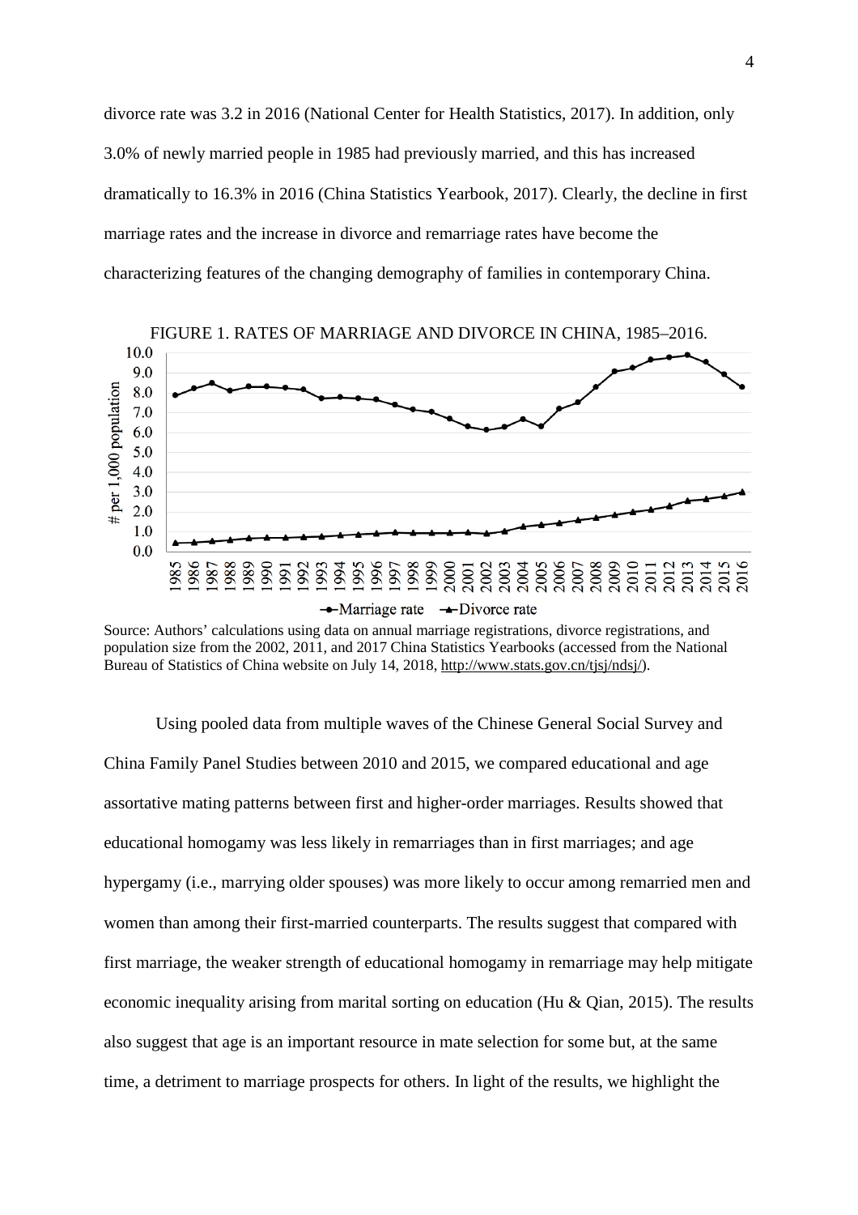divorce rate was 3.2 in 2016 (National Center for Health Statistics, 2017). In addition, only 3.0% of newly married people in 1985 had previously married, and this has increased dramatically to 16.3% in 2016 (China Statistics Yearbook, 2017). Clearly, the decline in first marriage rates and the increase in divorce and remarriage rates have become the characterizing features of the changing demography of families in contemporary China.

FIGURE 1. RATES OF MARRIAGE AND DIVORCE IN CHINA, 1985–2016.

Source: Authors' calculations using data on annual marriage registrations, divorce registrations, and population size from the 2002, 2011, and 2017 China Statistics Yearbooks (accessed from the National Bureau of Statistics of China website on July 14, 2018, http://www.stats.gov.cn/tjsj/ndsj/).

Using pooled data from multiple waves of the Chinese General Social Survey and China Family Panel Studies between 2010 and 2015, we compared educational and age assortative mating patterns between first and higher-order marriages. Results showed that educational homogamy was less likely in remarriages than in first marriages; and age hypergamy (i.e., marrying older spouses) was more likely to occur among remarried men and women than among their first-married counterparts. The results suggest that compared with first marriage, the weaker strength of educational homogamy in remarriage may help mitigate economic inequality arising from marital sorting on education (Hu & Qian, 2015). The results also suggest that age is an important resource in mate selection for some but, at the same time, a detriment to marriage prospects for others. In light of the results, we highlight the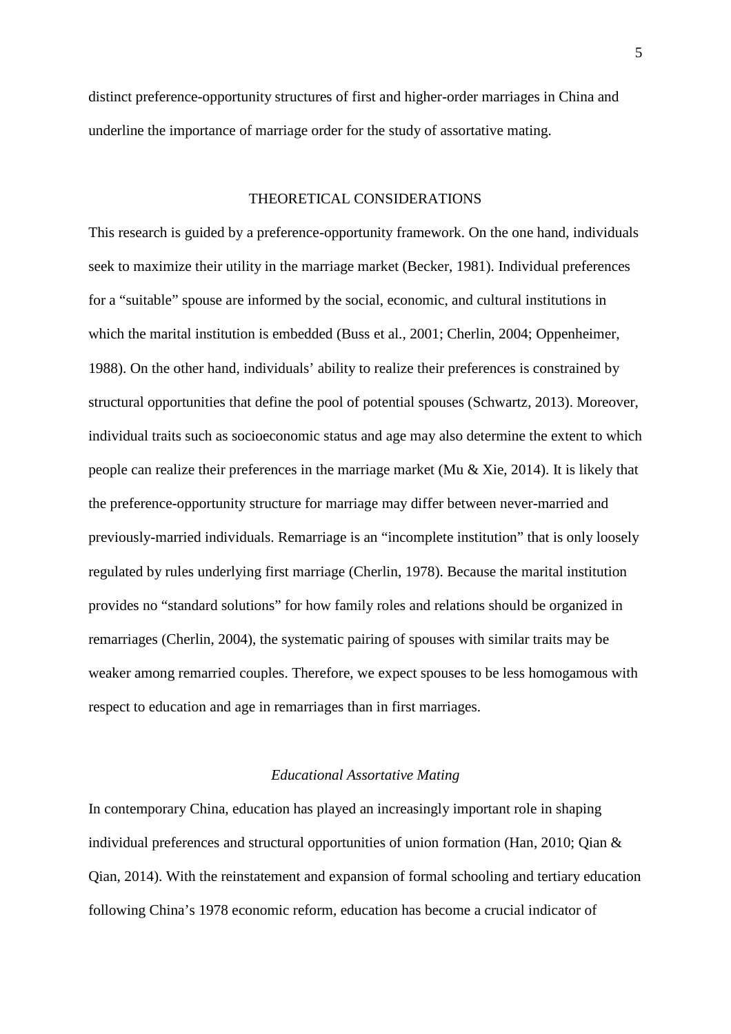distinct preference-opportunity structures of first and higher-order marriages in China and underline the importance of marriage order for the study of assortative mating.

## THEORETICAL CONSIDERATIONS

This research is guided by a preference-opportunity framework. On the one hand, individuals seek to maximize their utility in the marriage market (Becker, 1981). Individual preferences for a "suitable" spouse are informed by the social, economic, and cultural institutions in which the marital institution is embedded (Buss et al., 2001; Cherlin, 2004; Oppenheimer, 1988). On the other hand, individuals' ability to realize their preferences is constrained by structural opportunities that define the pool of potential spouses (Schwartz, 2013). Moreover, individual traits such as socioeconomic status and age may also determine the extent to which people can realize their preferences in the marriage market (Mu & Xie, 2014). It is likely that the preference-opportunity structure for marriage may differ between never-married and previously-married individuals. Remarriage is an "incomplete institution" that is only loosely regulated by rules underlying first marriage (Cherlin, 1978). Because the marital institution provides no "standard solutions" for how family roles and relations should be organized in remarriages (Cherlin, 2004), the systematic pairing of spouses with similar traits may be weaker among remarried couples. Therefore, we expect spouses to be less homogamous with respect to education and age in remarriages than in first marriages.

### *Educational Assortative Mating*

In contemporary China, education has played an increasingly important role in shaping individual preferences and structural opportunities of union formation (Han, 2010; Qian & Qian, 2014). With the reinstatement and expansion of formal schooling and tertiary education following China's 1978 economic reform, education has become a crucial indicator of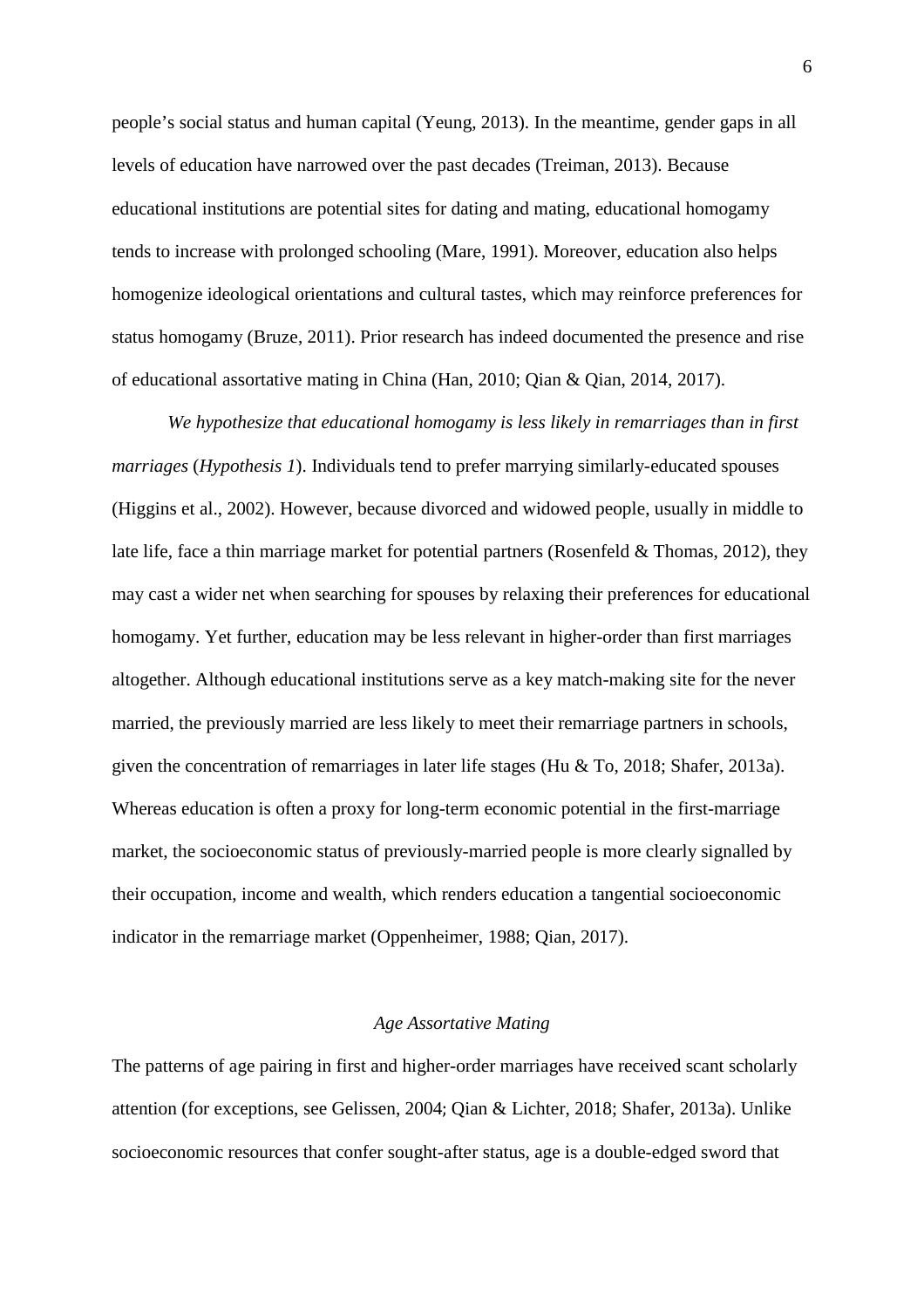people's social status and human capital (Yeung, 2013). In the meantime, gender gaps in all levels of education have narrowed over the past decades (Treiman, 2013). Because educational institutions are potential sites for dating and mating, educational homogamy tends to increase with prolonged schooling (Mare, 1991). Moreover, education also helps homogenize ideological orientations and cultural tastes, which may reinforce preferences for status homogamy (Bruze, 2011). Prior research has indeed documented the presence and rise of educational assortative mating in China (Han, 2010; Qian & Qian, 2014, 2017).

*We hypothesize that educational homogamy is less likely in remarriages than in first marriages* (*Hypothesis 1*). Individuals tend to prefer marrying similarly-educated spouses (Higgins et al., 2002). However, because divorced and widowed people, usually in middle to late life, face a thin marriage market for potential partners (Rosenfeld & Thomas, 2012), they may cast a wider net when searching for spouses by relaxing their preferences for educational homogamy. Yet further, education may be less relevant in higher-order than first marriages altogether. Although educational institutions serve as a key match-making site for the never married, the previously married are less likely to meet their remarriage partners in schools, given the concentration of remarriages in later life stages (Hu & To, 2018; Shafer, 2013a). Whereas education is often a proxy for long-term economic potential in the first-marriage market, the socioeconomic status of previously-married people is more clearly signalled by their occupation, income and wealth, which renders education a tangential socioeconomic indicator in the remarriage market (Oppenheimer, 1988; Qian, 2017).

### *Age Assortative Mating*

The patterns of age pairing in first and higher-order marriages have received scant scholarly attention (for exceptions, see Gelissen, 2004; Qian & Lichter, 2018; Shafer, 2013a). Unlike socioeconomic resources that confer sought-after status, age is a double-edged sword that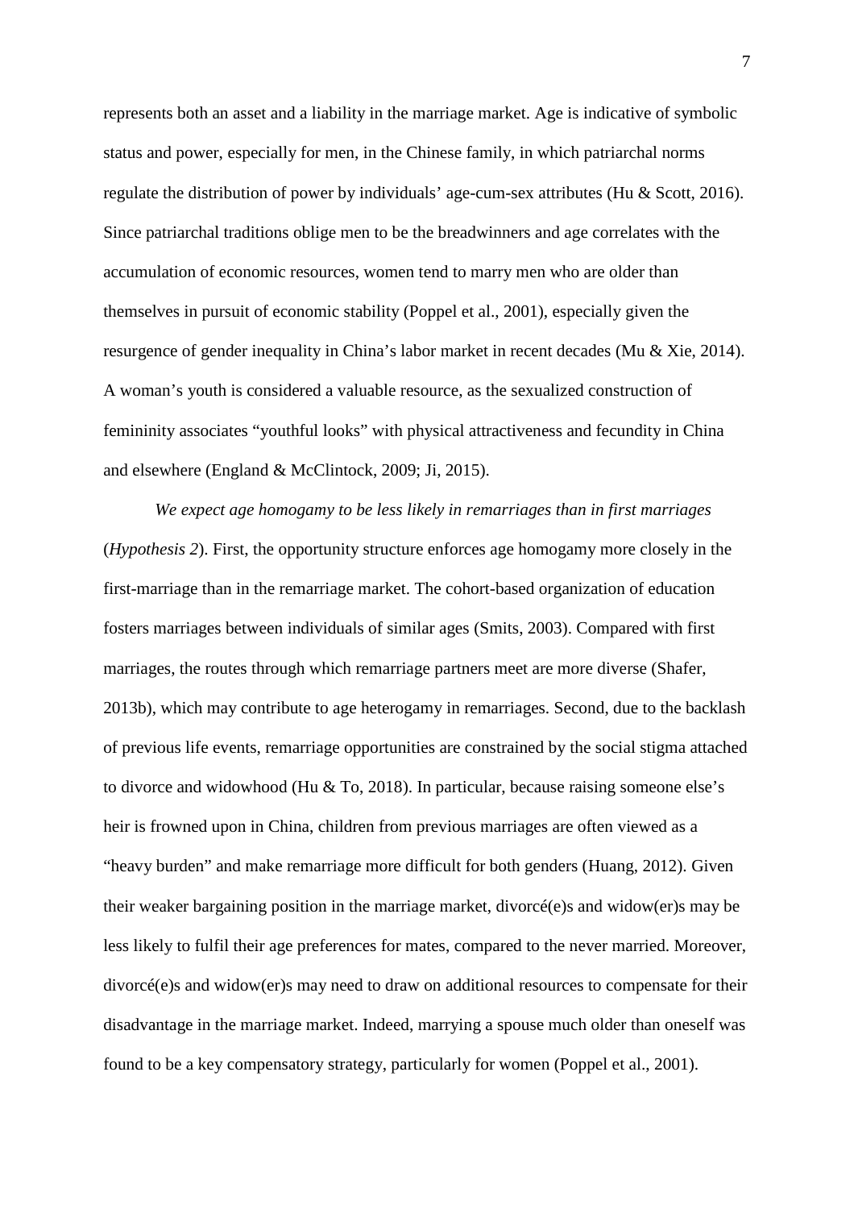represents both an asset and a liability in the marriage market. Age is indicative of symbolic status and power, especially for men, in the Chinese family, in which patriarchal norms regulate the distribution of power by individuals' age-cum-sex attributes (Hu & Scott, 2016). Since patriarchal traditions oblige men to be the breadwinners and age correlates with the accumulation of economic resources, women tend to marry men who are older than themselves in pursuit of economic stability (Poppel et al., 2001), especially given the resurgence of gender inequality in China's labor market in recent decades (Mu & Xie, 2014). A woman's youth is considered a valuable resource, as the sexualized construction of femininity associates "youthful looks" with physical attractiveness and fecundity in China and elsewhere (England & McClintock, 2009; Ji, 2015).

*We expect age homogamy to be less likely in remarriages than in first marriages* (*Hypothesis 2*). First, the opportunity structure enforces age homogamy more closely in the first-marriage than in the remarriage market. The cohort-based organization of education fosters marriages between individuals of similar ages (Smits, 2003). Compared with first marriages, the routes through which remarriage partners meet are more diverse (Shafer, 2013b), which may contribute to age heterogamy in remarriages. Second, due to the backlash of previous life events, remarriage opportunities are constrained by the social stigma attached to divorce and widowhood (Hu & To, 2018). In particular, because raising someone else's heir is frowned upon in China, children from previous marriages are often viewed as a "heavy burden" and make remarriage more difficult for both genders (Huang, 2012). Given their weaker bargaining position in the marriage market, divorcé(e)s and widow(er)s may be less likely to fulfil their age preferences for mates, compared to the never married. Moreover, divorcé(e)s and widow(er)s may need to draw on additional resources to compensate for their disadvantage in the marriage market. Indeed, marrying a spouse much older than oneself was found to be a key compensatory strategy, particularly for women (Poppel et al., 2001).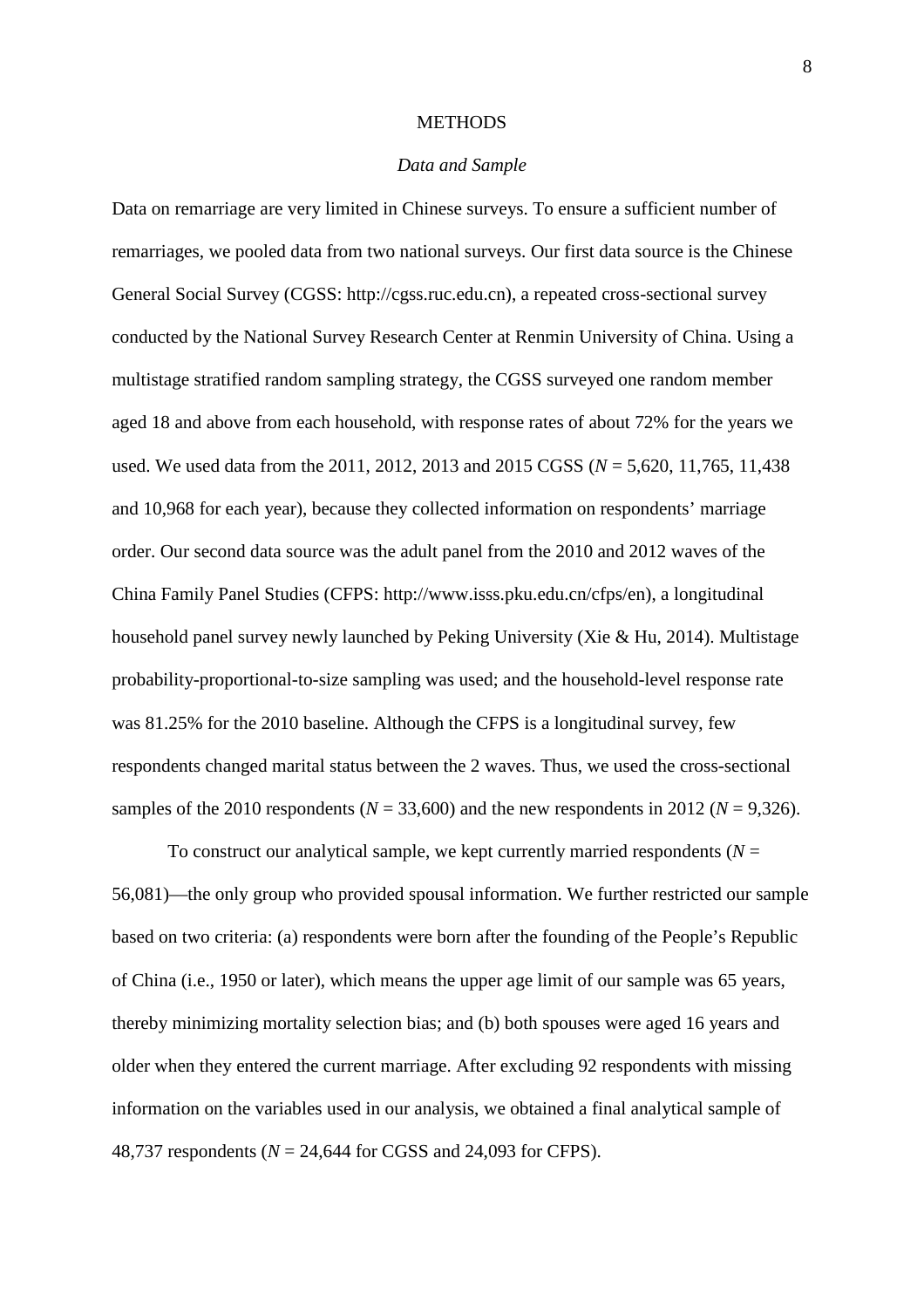# METHODS

## *Data and Sample*

Data on remarriage are very limited in Chinese surveys. To ensure a sufficient number of remarriages, we pooled data from two national surveys. Our first data source is the Chinese General Social Survey (CGSS: http://cgss.ruc.edu.cn), a repeated cross-sectional survey conducted by the National Survey Research Center at Renmin University of China. Using a multistage stratified random sampling strategy, the CGSS surveyed one random member aged 18 and above from each household, with response rates of about 72% for the years we used. We used data from the 2011, 2012, 2013 and 2015 CGSS ($N$ = 5,620, 11,765, 11,438 and 10,968 for each year), because they collected information on respondents' marriage order. Our second data source was the adult panel from the 2010 and 2012 waves of the China Family Panel Studies (CFPS: http://www.isss.pku.edu.cn/cfps/en), a longitudinal household panel survey newly launched by Peking University (Xie & Hu, 2014). Multistage probability-proportional-to-size sampling was used; and the household-level response rate was 81.25% for the 2010 baseline. Although the CFPS is a longitudinal survey, few respondents changed marital status between the 2 waves. Thus, we used the cross-sectional samples of the 2010 respondents ($N$ = 33,600) and the new respondents in 2012 ($N$ = 9,326).

To construct our analytical sample, we kept currently married respondents ($N$ = 56,081)—the only group who provided spousal information. We further restricted our sample based on two criteria: (a) respondents were born after the founding of the People's Republic of China (i.e., 1950 or later), which means the upper age limit of our sample was 65 years, thereby minimizing mortality selection bias; and (b) both spouses were aged 16 years and older when they entered the current marriage. After excluding 92 respondents with missing information on the variables used in our analysis, we obtained a final analytical sample of 48,737 respondents ($N$ = 24,644 for CGSS and 24,093 for CFPS).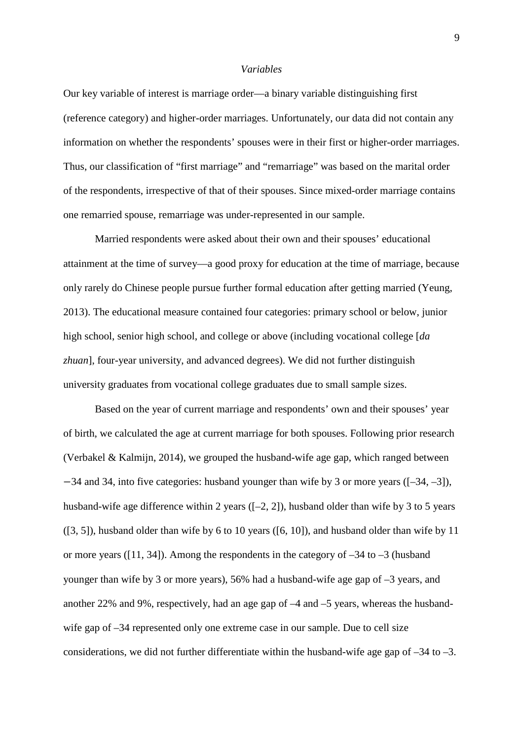### *Variables*

Our key variable of interest is marriage order—a binary variable distinguishing first (reference category) and higher-order marriages. Unfortunately, our data did not contain any information on whether the respondents' spouses were in their first or higher-order marriages. Thus, our classification of "first marriage" and "remarriage" was based on the marital order of the respondents, irrespective of that of their spouses. Since mixed-order marriage contains one remarried spouse, remarriage was under-represented in our sample.

Married respondents were asked about their own and their spouses' educational attainment at the time of survey—a good proxy for education at the time of marriage, because only rarely do Chinese people pursue further formal education after getting married (Yeung, 2013). The educational measure contained four categories: primary school or below, junior high school, senior high school, and college or above (including vocational college [*da zhuan*], four-year university, and advanced degrees). We did not further distinguish university graduates from vocational college graduates due to small sample sizes.

Based on the year of current marriage and respondents' own and their spouses' year of birth, we calculated the age at current marriage for both spouses. Following prior research (Verbakel & Kalmijn, 2014), we grouped the husband-wife age gap, which ranged between −34 and 34, into five categories: husband younger than wife by 3 or more years ([–34, –3]), husband-wife age difference within 2 years ([–2, 2]), husband older than wife by 3 to 5 years ([3, 5]), husband older than wife by 6 to 10 years ([6, 10]), and husband older than wife by 11 or more years ([11, 34]). Among the respondents in the category of –34 to –3 (husband younger than wife by 3 or more years), 56% had a husband-wife age gap of –3 years, and another 22% and 9%, respectively, had an age gap of –4 and –5 years, whereas the husband-wife gap of –34 represented only one extreme case in our sample. Due to cell size considerations, we did not further differentiate within the husband-wife age gap of –34 to –3.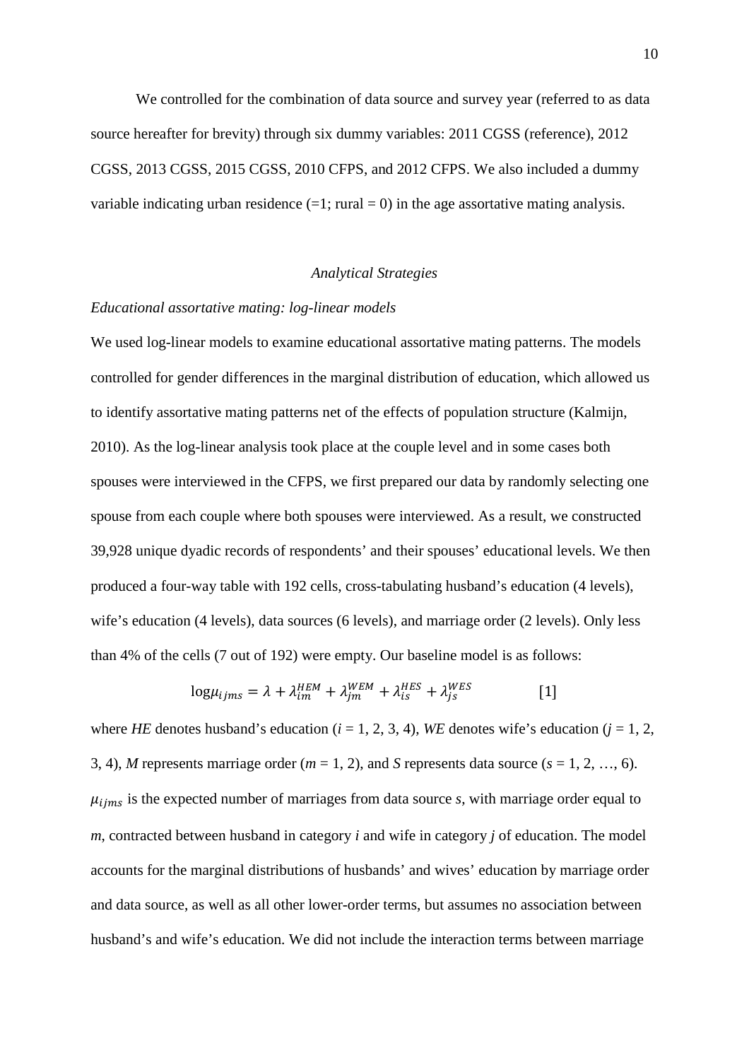We controlled for the combination of data source and survey year (referred to as data source hereafter for brevity) through six dummy variables: 2011 CGSS (reference), 2012 CGSS, 2013 CGSS, 2015 CGSS, 2010 CFPS, and 2012 CFPS. We also included a dummy variable indicating urban residence (=1; rural = 0) in the age assortative mating analysis.

## *Analytical Strategies*

### *Educational assortative mating: log-linear models*

We used log-linear models to examine educational assortative mating patterns. The models controlled for gender differences in the marginal distribution of education, which allowed us to identify assortative mating patterns net of the effects of population structure (Kalmijn, 2010). As the log-linear analysis took place at the couple level and in some cases both spouses were interviewed in the CFPS, we first prepared our data by randomly selecting one spouse from each couple where both spouses were interviewed. As a result, we constructed 39,928 unique dyadic records of respondents' and their spouses' educational levels. We then produced a four-way table with 192 cells, cross-tabulating husband's education (4 levels), wife's education (4 levels), data sources (6 levels), and marriage order (2 levels). Only less than 4% of the cells (7 out of 192) were empty. Our baseline model is as follows:

$$\log\mu_{ijms} = \lambda + \lambda_{im}^{HEM} + \lambda_{jm}^{WEM} + \lambda_{is}^{HES} + \lambda_{js}^{WES} \qquad [1]$$

where *HE* denotes husband's education ($i$ = 1, 2, 3, 4), *WE* denotes wife's education ($j$ = 1, 2, 3, 4), *M* represents marriage order ($m$ = 1, 2), and *S* represents data source ($s$ = 1, 2, …, 6). $\mu_{ijms}$ is the expected number of marriages from data source $s$, with marriage order equal to $m$, contracted between husband in category $i$ and wife in category $j$ of education. The model accounts for the marginal distributions of husbands' and wives' education by marriage order and data source, as well as all other lower-order terms, but assumes no association between husband's and wife's education. We did not include the interaction terms between marriage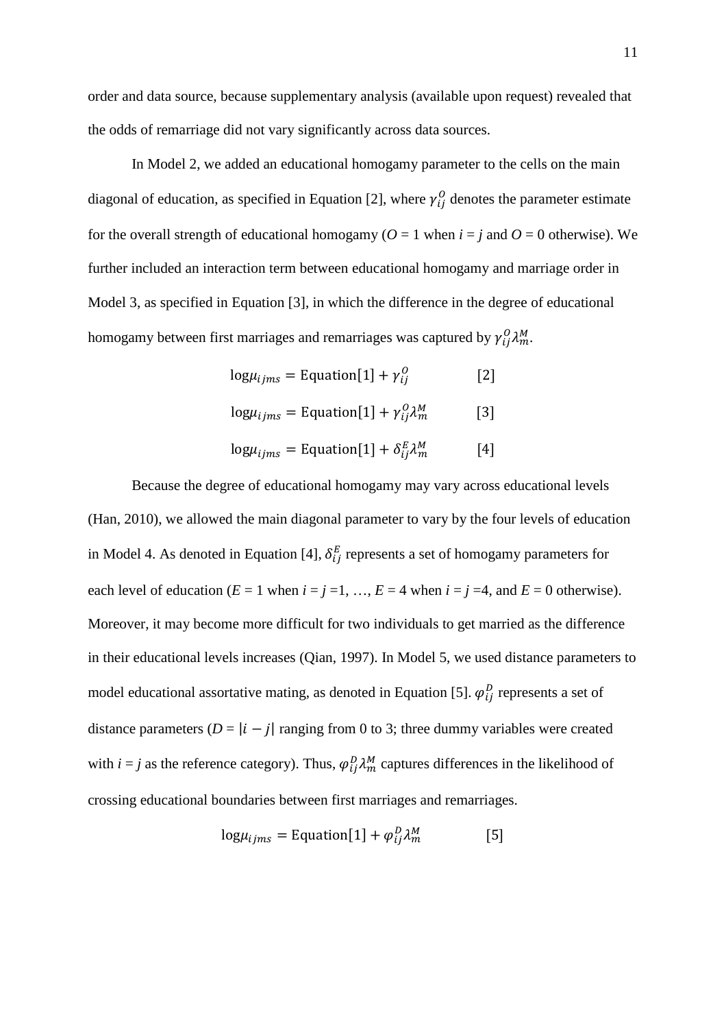order and data source, because supplementary analysis (available upon request) revealed that the odds of remarriage did not vary significantly across data sources.

In Model 2, we added an educational homogamy parameter to the cells on the main diagonal of education, as specified in Equation [2], where $\gamma_{ij}^{O}$ denotes the parameter estimate for the overall strength of educational homogamy (*O* = 1 when *i* = *j* and *O* = 0 otherwise). We further included an interaction term between educational homogamy and marriage order in Model 3, as specified in Equation [3], in which the difference in the degree of educational homogamy between first marriages and remarriages was captured by $\gamma_{ij}^{O}\lambda_{m}^{M}$.

$$\log\mu_{ijms} = \text{Equation}[1] + \gamma_{ij}^{O} \qquad [2]$$

$$\log\mu_{ijms} = \text{Equation}[1] + \gamma_{ij}^{O}\lambda_{m}^{M} \qquad [3]$$

$$\log\mu_{ijms} = \text{Equation}[1] + \delta_{ij}^{E}\lambda_{m}^{M} \qquad [4]$$

Because the degree of educational homogamy may vary across educational levels (Han, 2010), we allowed the main diagonal parameter to vary by the four levels of education in Model 4. As denoted in Equation [4], $\delta_{ij}^{E}$ represents a set of homogamy parameters for each level of education (*E* = 1 when *i* = *j* =1, …, *E* = 4 when *i* = *j* =4, and *E* = 0 otherwise). Moreover, it may become more difficult for two individuals to get married as the difference in their educational levels increases (Qian, 1997). In Model 5, we used distance parameters to model educational assortative mating, as denoted in Equation [5]. $\varphi_{ij}^{D}$ represents a set of distance parameters ($D = |i - j|$ ranging from 0 to 3; three dummy variables were created with *i* = *j* as the reference category). Thus, $\varphi_{ij}^{D}\lambda_{m}^{M}$ captures differences in the likelihood of crossing educational boundaries between first marriages and remarriages.

$$\log\mu_{ijms} = \text{Equation}[1] + \varphi_{ij}^{D}\lambda_{m}^{M} \qquad [5]$$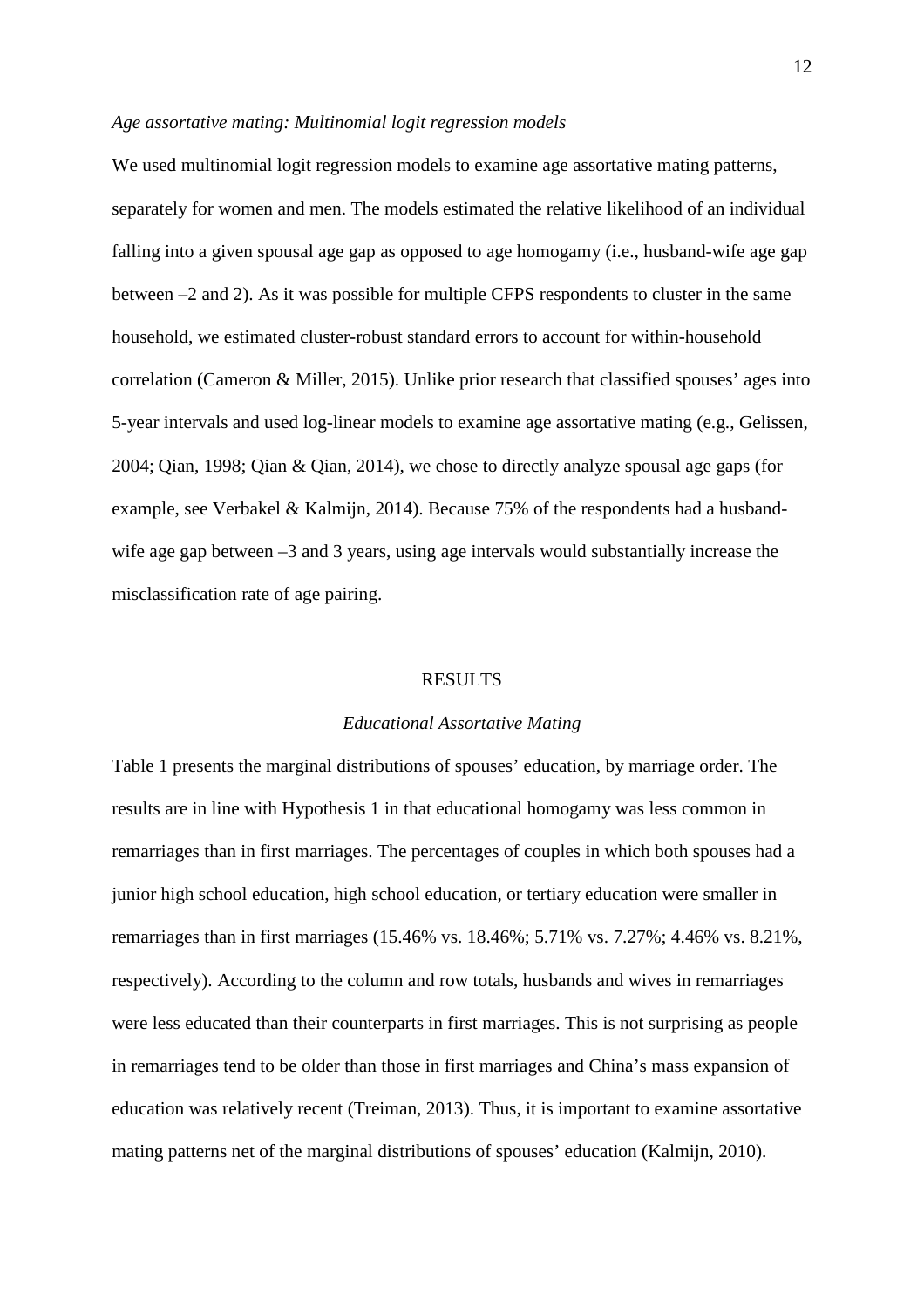*Age assortative mating: Multinomial logit regression models*

We used multinomial logit regression models to examine age assortative mating patterns, separately for women and men. The models estimated the relative likelihood of an individual falling into a given spousal age gap as opposed to age homogamy (i.e., husband-wife age gap between –2 and 2). As it was possible for multiple CFPS respondents to cluster in the same household, we estimated cluster-robust standard errors to account for within-household correlation (Cameron & Miller, 2015). Unlike prior research that classified spouses' ages into 5-year intervals and used log-linear models to examine age assortative mating (e.g., Gelissen, 2004; Qian, 1998; Qian & Qian, 2014), we chose to directly analyze spousal age gaps (for example, see Verbakel & Kalmijn, 2014). Because 75% of the respondents had a husband-wife age gap between –3 and 3 years, using age intervals would substantially increase the misclassification rate of age pairing.

## RESULTS

### *Educational Assortative Mating*

Table 1 presents the marginal distributions of spouses' education, by marriage order. The results are in line with Hypothesis 1 in that educational homogamy was less common in remarriages than in first marriages. The percentages of couples in which both spouses had a junior high school education, high school education, or tertiary education were smaller in remarriages than in first marriages (15.46% vs. 18.46%; 5.71% vs. 7.27%; 4.46% vs. 8.21%, respectively). According to the column and row totals, husbands and wives in remarriages were less educated than their counterparts in first marriages. This is not surprising as people in remarriages tend to be older than those in first marriages and China's mass expansion of education was relatively recent (Treiman, 2013). Thus, it is important to examine assortative mating patterns net of the marginal distributions of spouses' education (Kalmijn, 2010).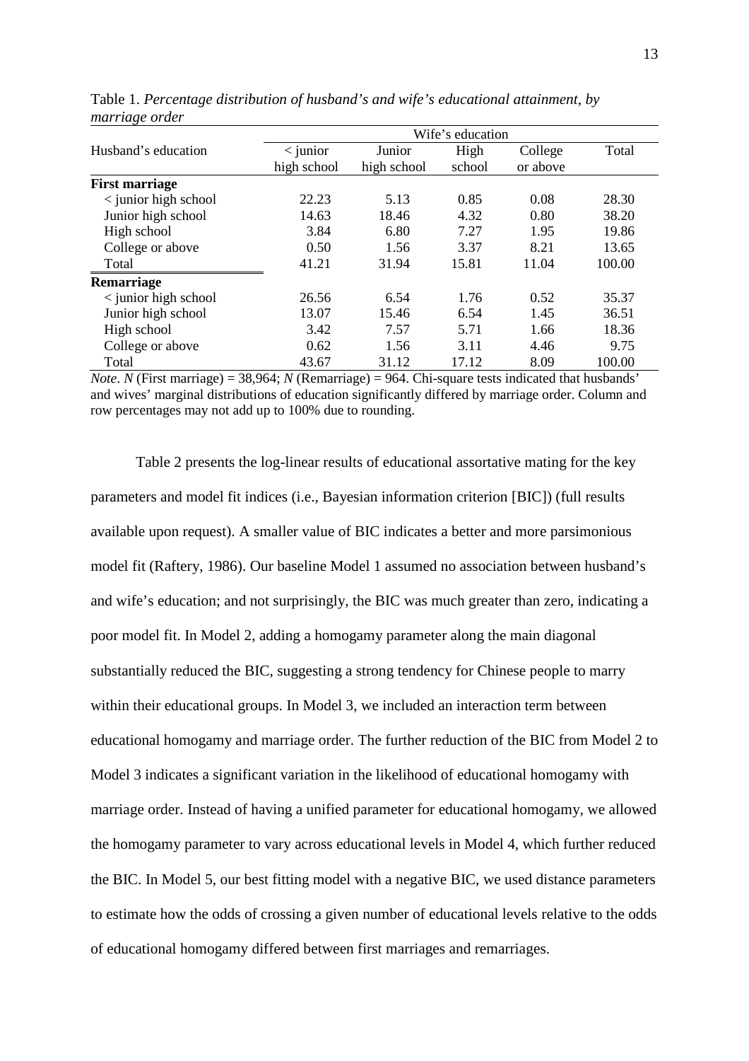Table 1. *Percentage distribution of husband's and wife's educational attainment, by marriage order*

| Husband's education | Wife's education | | | | |
|---|---|---|---|---|---|
| | < junior high school | Junior high school | High school | College or above | Total |
| **First marriage** | | | | | |
| < junior high school | 22.23 | 5.13 | 0.85 | 0.08 | 28.30 |
| Junior high school | 14.63 | 18.46 | 4.32 | 0.80 | 38.20 |
| High school | 3.84 | 6.80 | 7.27 | 1.95 | 19.86 |
| College or above | 0.50 | 1.56 | 3.37 | 8.21 | 13.65 |
| Total | 41.21 | 31.94 | 15.81 | 11.04 | 100.00 |
| **Remarriage** | | | | | |
| < junior high school | 26.56 | 6.54 | 1.76 | 0.52 | 35.37 |
| Junior high school | 13.07 | 15.46 | 6.54 | 1.45 | 36.51 |
| High school | 3.42 | 7.57 | 5.71 | 1.66 | 18.36 |
| College or above | 0.62 | 1.56 | 3.11 | 4.46 | 9.75 |
| Total | 43.67 | 31.12 | 17.12 | 8.09 | 100.00 |

*Note*. *N* (First marriage) = 38,964; *N* (Remarriage) = 964. Chi-square tests indicated that husbands' and wives' marginal distributions of education significantly differed by marriage order. Column and row percentages may not add up to 100% due to rounding.

Table 2 presents the log-linear results of educational assortative mating for the key parameters and model fit indices (i.e., Bayesian information criterion [BIC]) (full results available upon request). A smaller value of BIC indicates a better and more parsimonious model fit (Raftery, 1986). Our baseline Model 1 assumed no association between husband's and wife's education; and not surprisingly, the BIC was much greater than zero, indicating a poor model fit. In Model 2, adding a homogamy parameter along the main diagonal substantially reduced the BIC, suggesting a strong tendency for Chinese people to marry within their educational groups. In Model 3, we included an interaction term between educational homogamy and marriage order. The further reduction of the BIC from Model 2 to Model 3 indicates a significant variation in the likelihood of educational homogamy with marriage order. Instead of having a unified parameter for educational homogamy, we allowed the homogamy parameter to vary across educational levels in Model 4, which further reduced the BIC. In Model 5, our best fitting model with a negative BIC, we used distance parameters to estimate how the odds of crossing a given number of educational levels relative to the odds of educational homogamy differed between first marriages and remarriages.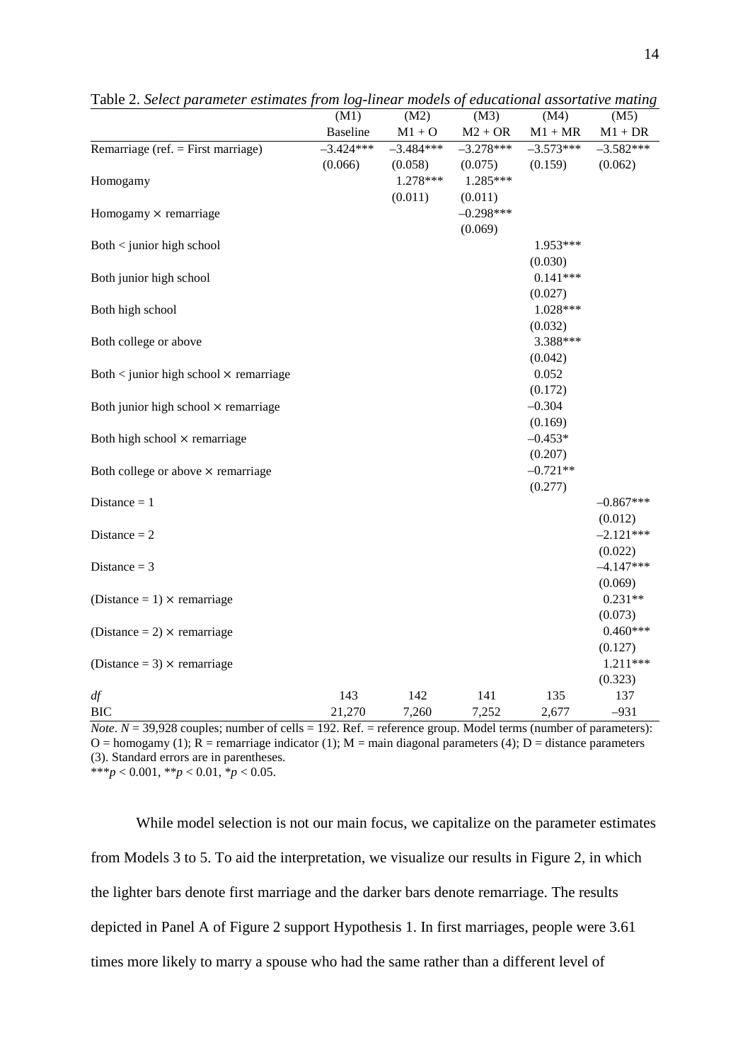Table 2. *Select parameter estimates from log-linear models of educational assortative mating*

| | (M1) | (M2) | (M3) | (M4) | (M5) |
|---|---|---|---|---|---|
| | Baseline | M1 + O | M2 + OR | M1 + MR | M1 + DR |
| Remarriage (ref. = First marriage) | –3.424*** | –3.484*** | –3.278*** | –3.573*** | –3.582*** |
| | (0.066) | (0.058) | (0.075) | (0.159) | (0.062) |
| Homogamy | | 1.278*** | 1.285*** | | |
| | | (0.011) | (0.011) | | |
| Homogamy × remarriage | | | –0.298*** | | |
| | | | (0.069) | | |
| Both < junior high school | | | | 1.953*** | |
| | | | | (0.030) | |
| Both junior high school | | | | 0.141*** | |
| | | | | (0.027) | |
| Both high school | | | | 1.028*** | |
| | | | | (0.032) | |
| Both college or above | | | | 3.388*** | |
| | | | | (0.042) | |
| Both < junior high school × remarriage | | | | 0.052 | |
| | | | | (0.172) | |
| Both junior high school × remarriage | | | | –0.304 | |
| | | | | (0.169) | |
| Both high school × remarriage | | | | –0.453* | |
| | | | | (0.207) | |
| Both college or above × remarriage | | | | –0.721** | |
| | | | | (0.277) | |
| Distance = 1 | | | | | –0.867*** |
| | | | | | (0.012) |
| Distance = 2 | | | | | –2.121*** |
| | | | | | (0.022) |
| Distance = 3 | | | | | –4.147*** |
| | | | | | (0.069) |
| (Distance = 1) × remarriage | | | | | 0.231** |
| | | | | | (0.073) |
| (Distance = 2) × remarriage | | | | | 0.460*** |
| | | | | | (0.127) |
| (Distance = 3) × remarriage | | | | | 1.211*** |
| | | | | | (0.323) |
| *df* | 143 | 142 | 141 | 135 | 137 |
| BIC | 21,270 | 7,260 | 7,252 | 2,677 | –931 |

*Note*. $N$ = 39,928 couples; number of cells = 192. Ref. = reference group. Model terms (number of parameters): O = homogamy (1); R = remarriage indicator (1); M = main diagonal parameters (4); D = distance parameters (3). Standard errors are in parentheses.

***$p < 0.001$, **$p < 0.01$, *$p < 0.05$.

While model selection is not our main focus, we capitalize on the parameter estimates from Models 3 to 5. To aid the interpretation, we visualize our results in Figure 2, in which the lighter bars denote first marriage and the darker bars denote remarriage. The results depicted in Panel A of Figure 2 support Hypothesis 1. In first marriages, people were 3.61 times more likely to marry a spouse who had the same rather than a different level of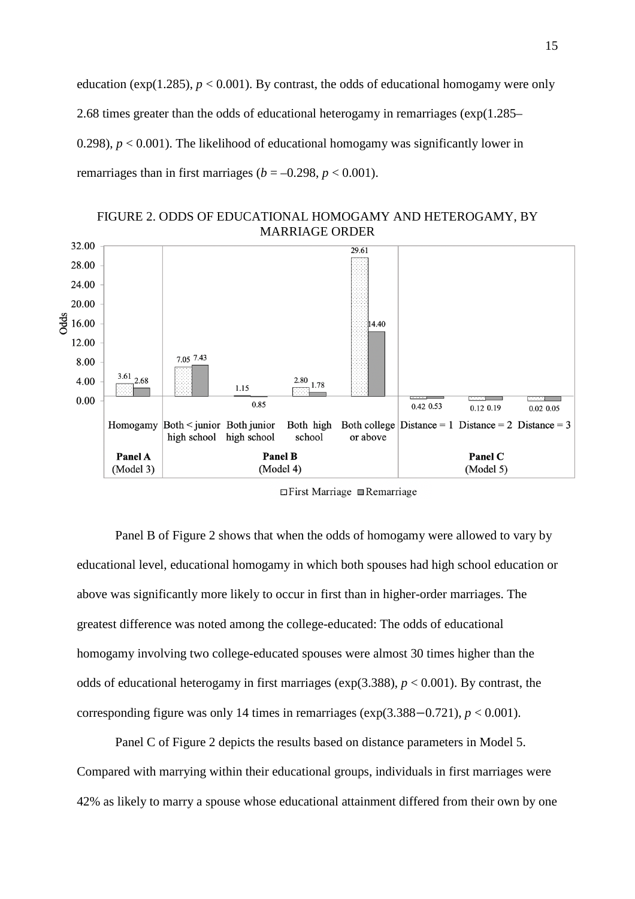education (exp(1.285), $p < 0.001$). By contrast, the odds of educational homogamy were only 2.68 times greater than the odds of educational heterogamy in remarriages (exp(1.285–0.298), $p < 0.001$). The likelihood of educational homogamy was significantly lower in remarriages than in first marriages ($b = –0.298$, $p < 0.001$).

FIGURE 2. ODDS OF EDUCATIONAL HOMOGAMY AND HETEROGAMY, BY MARRIAGE ORDER

| Panel | Category | First Marriage | Remarriage |
|---|---|---|---|
| Panel A (Model 3) | Homogamy | 3.61 | 2.68 |
| Panel B (Model 4) | Both < junior high school | 7.05 | 7.43 |
| Panel B (Model 4) | Both junior high school | 1.15 | 0.85 |
| Panel B (Model 4) | Both high school | 2.80 | 1.78 |
| Panel B (Model 4) | Both college or above | 29.61 | 14.40 |
| Panel C (Model 5) | Distance = 1 | 0.42 | 0.53 |
| Panel C (Model 5) | Distance = 2 | 0.12 | 0.19 |
| Panel C (Model 5) | Distance = 3 | 0.02 | 0.05 |

Panel B of Figure 2 shows that when the odds of homogamy were allowed to vary by educational level, educational homogamy in which both spouses had high school education or above was significantly more likely to occur in first than in higher-order marriages. The greatest difference was noted among the college-educated: The odds of educational homogamy involving two college-educated spouses were almost 30 times higher than the odds of educational heterogamy in first marriages (exp(3.388), $p < 0.001$). By contrast, the corresponding figure was only 14 times in remarriages (exp(3.388−0.721), $p < 0.001$).

Panel C of Figure 2 depicts the results based on distance parameters in Model 5. Compared with marrying within their educational groups, individuals in first marriages were 42% as likely to marry a spouse whose educational attainment differed from their own by one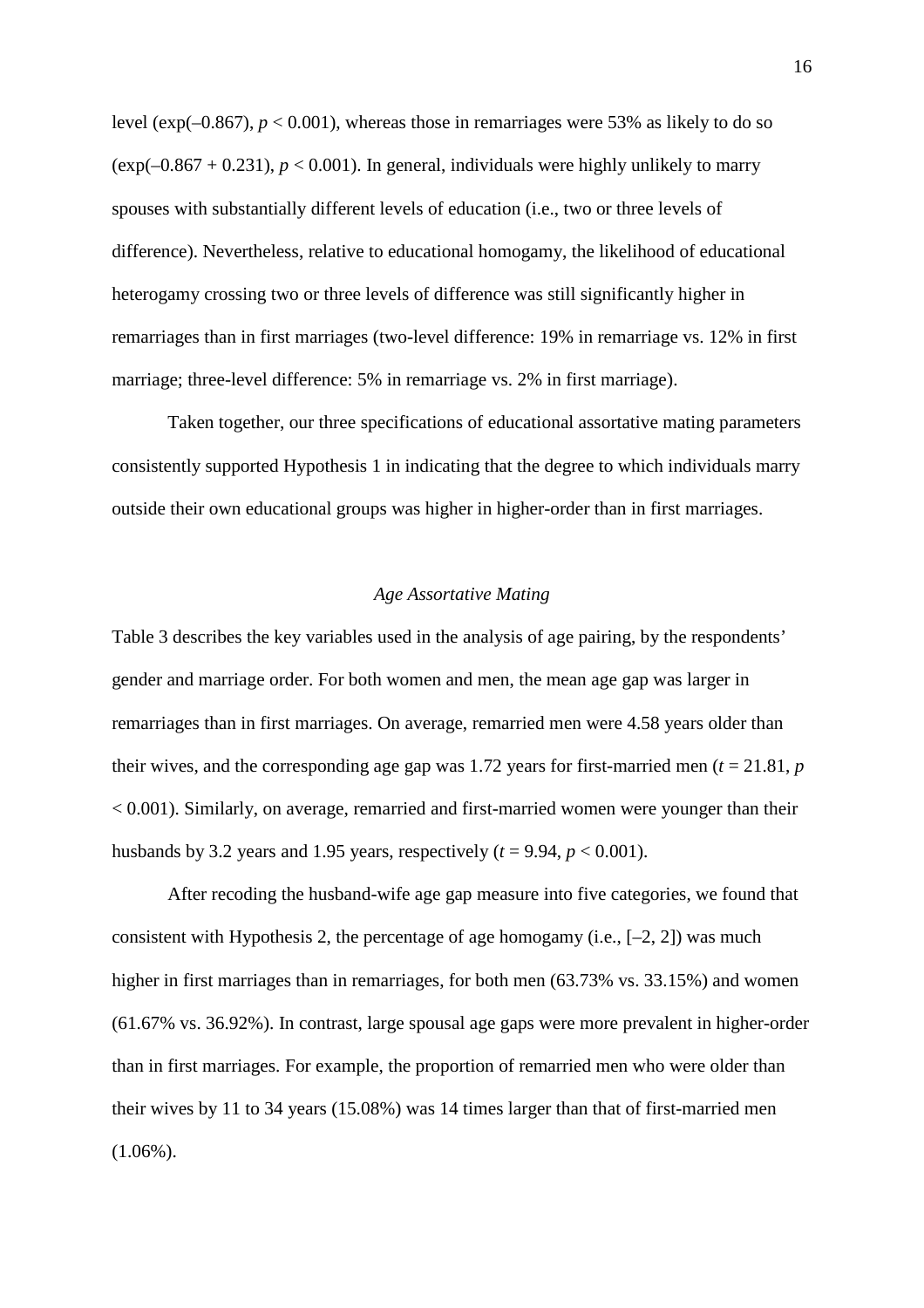level (exp(–0.867), $p < 0.001$), whereas those in remarriages were 53% as likely to do so (exp(–0.867 + 0.231), $p < 0.001$). In general, individuals were highly unlikely to marry spouses with substantially different levels of education (i.e., two or three levels of difference). Nevertheless, relative to educational homogamy, the likelihood of educational heterogamy crossing two or three levels of difference was still significantly higher in remarriages than in first marriages (two-level difference: 19% in remarriage vs. 12% in first marriage; three-level difference: 5% in remarriage vs. 2% in first marriage).

Taken together, our three specifications of educational assortative mating parameters consistently supported Hypothesis 1 in indicating that the degree to which individuals marry outside their own educational groups was higher in higher-order than in first marriages.

### *Age Assortative Mating*

Table 3 describes the key variables used in the analysis of age pairing, by the respondents' gender and marriage order. For both women and men, the mean age gap was larger in remarriages than in first marriages. On average, remarried men were 4.58 years older than their wives, and the corresponding age gap was 1.72 years for first-married men ($t = 21.81$, $p < 0.001$). Similarly, on average, remarried and first-married women were younger than their husbands by 3.2 years and 1.95 years, respectively ($t = 9.94$, $p < 0.001$).

After recoding the husband-wife age gap measure into five categories, we found that consistent with Hypothesis 2, the percentage of age homogamy (i.e., [–2, 2]) was much higher in first marriages than in remarriages, for both men (63.73% vs. 33.15%) and women (61.67% vs. 36.92%). In contrast, large spousal age gaps were more prevalent in higher-order than in first marriages. For example, the proportion of remarried men who were older than their wives by 11 to 34 years (15.08%) was 14 times larger than that of first-married men (1.06%).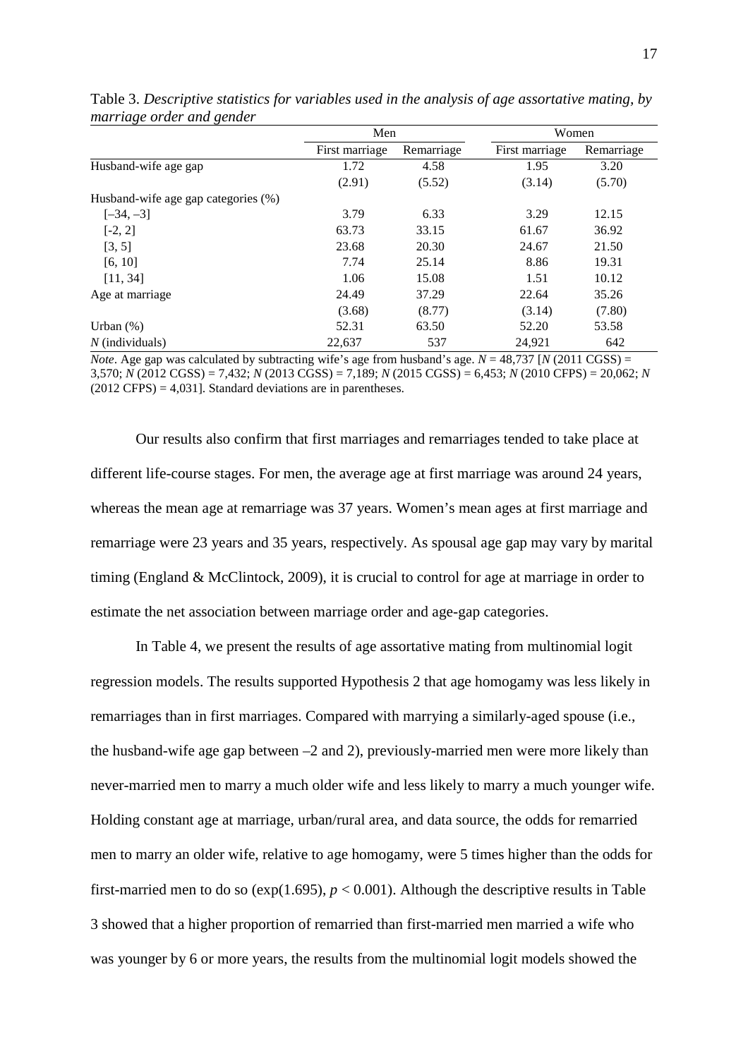Table 3. *Descriptive statistics for variables used in the analysis of age assortative mating, by marriage order and gender*

| | Men | | Women | |
|---|---|---|---|---|
| | First marriage | Remarriage | First marriage | Remarriage |
| Husband-wife age gap | 1.72 | 4.58 | 1.95 | 3.20 |
| | (2.91) | (5.52) | (3.14) | (5.70) |
| Husband-wife age gap categories (%) | | | | |
| [–34, –3] | 3.79 | 6.33 | 3.29 | 12.15 |
| [-2, 2] | 63.73 | 33.15 | 61.67 | 36.92 |
| [3, 5] | 23.68 | 20.30 | 24.67 | 21.50 |
| [6, 10] | 7.74 | 25.14 | 8.86 | 19.31 |
| [11, 34] | 1.06 | 15.08 | 1.51 | 10.12 |
| Age at marriage | 24.49 | 37.29 | 22.64 | 35.26 |
| | (3.68) | (8.77) | (3.14) | (7.80) |
| Urban (%) | 52.31 | 63.50 | 52.20 | 53.58 |
| *N* (individuals) | 22,637 | 537 | 24,921 | 642 |

*Note*. Age gap was calculated by subtracting wife's age from husband's age. $N$ = 48,737 [$N$ (2011 CGSS) = 3,570; $N$ (2012 CGSS) = 7,432; $N$ (2013 CGSS) = 7,189; $N$ (2015 CGSS) = 6,453; $N$ (2010 CFPS) = 20,062; $N$ (2012 CFPS) = 4,031]. Standard deviations are in parentheses.

Our results also confirm that first marriages and remarriages tended to take place at different life-course stages. For men, the average age at first marriage was around 24 years, whereas the mean age at remarriage was 37 years. Women's mean ages at first marriage and remarriage were 23 years and 35 years, respectively. As spousal age gap may vary by marital timing (England & McClintock, 2009), it is crucial to control for age at marriage in order to estimate the net association between marriage order and age-gap categories.

In Table 4, we present the results of age assortative mating from multinomial logit regression models. The results supported Hypothesis 2 that age homogamy was less likely in remarriages than in first marriages. Compared with marrying a similarly-aged spouse (i.e., the husband-wife age gap between –2 and 2), previously-married men were more likely than never-married men to marry a much older wife and less likely to marry a much younger wife. Holding constant age at marriage, urban/rural area, and data source, the odds for remarried men to marry an older wife, relative to age homogamy, were 5 times higher than the odds for first-married men to do so (exp(1.695), $p < 0.001$). Although the descriptive results in Table 3 showed that a higher proportion of remarried than first-married men married a wife who was younger by 6 or more years, the results from the multinomial logit models showed the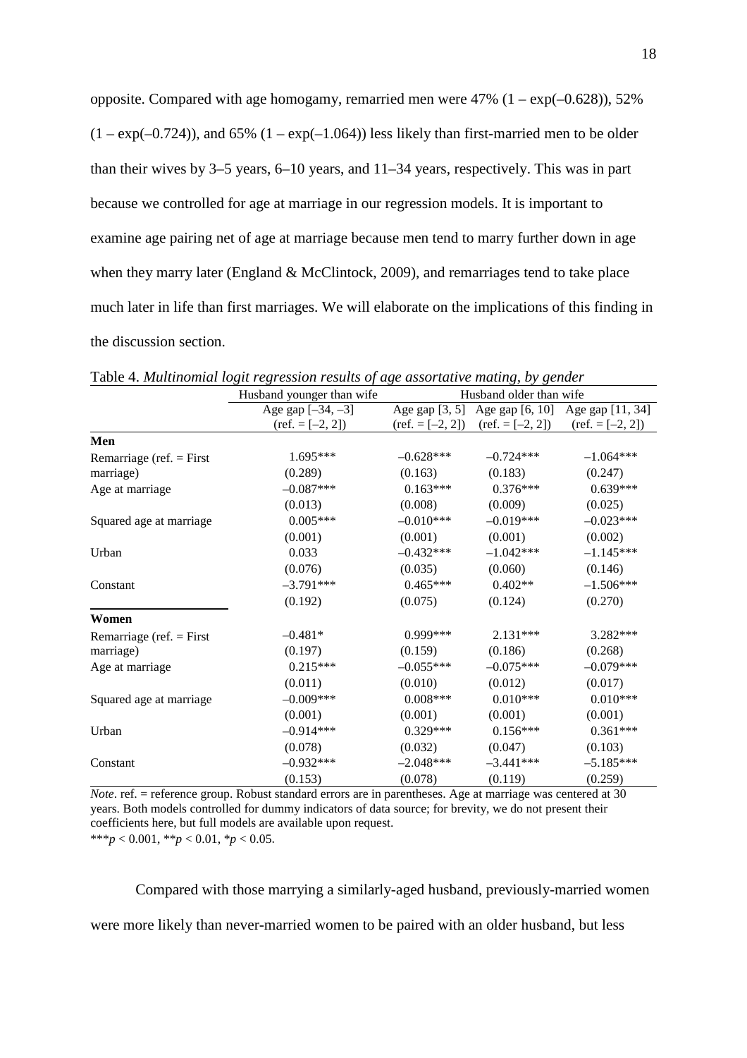opposite. Compared with age homogamy, remarried men were 47% (1 – exp(–0.628)), 52% (1 – exp(–0.724)), and 65% (1 – exp(–1.064)) less likely than first-married men to be older than their wives by 3–5 years, 6–10 years, and 11–34 years, respectively. This was in part because we controlled for age at marriage in our regression models. It is important to examine age pairing net of age at marriage because men tend to marry further down in age when they marry later (England & McClintock, 2009), and remarriages tend to take place much later in life than first marriages. We will elaborate on the implications of this finding in the discussion section.

Table 4. *Multinomial logit regression results of age assortative mating, by gender*

| | Husband younger than wife | Husband older than wife | | |
|---|---|---|---|---|
| | Age gap [–34, –3] (ref. = [–2, 2]) | Age gap [3, 5] (ref. = [–2, 2]) | Age gap [6, 10] (ref. = [–2, 2]) | Age gap [11, 34] (ref. = [–2, 2]) |
| **Men** | | | | |
| Remarriage (ref. = First marriage) | 1.695*** | –0.628*** | –0.724*** | –1.064*** |
| | (0.289) | (0.163) | (0.183) | (0.247) |
| Age at marriage | –0.087*** | 0.163*** | 0.376*** | 0.639*** |
| | (0.013) | (0.008) | (0.009) | (0.025) |
| Squared age at marriage | 0.005*** | –0.010*** | –0.019*** | –0.023*** |
| | (0.001) | (0.001) | (0.001) | (0.002) |
| Urban | 0.033 | –0.432*** | –1.042*** | –1.145*** |
| | (0.076) | (0.035) | (0.060) | (0.146) |
| Constant | –3.791*** | 0.465*** | 0.402** | –1.506*** |
| | (0.192) | (0.075) | (0.124) | (0.270) |
| **Women** | | | | |
| Remarriage (ref. = First marriage) | –0.481* | 0.999*** | 2.131*** | 3.282*** |
| | (0.197) | (0.159) | (0.186) | (0.268) |
| Age at marriage | 0.215*** | –0.055*** | –0.075*** | –0.079*** |
| | (0.011) | (0.010) | (0.012) | (0.017) |
| Squared age at marriage | –0.009*** | 0.008*** | 0.010*** | 0.010*** |
| | (0.001) | (0.001) | (0.001) | (0.001) |
| Urban | –0.914*** | 0.329*** | 0.156*** | 0.361*** |
| | (0.078) | (0.032) | (0.047) | (0.103) |
| Constant | –0.932*** | –2.048*** | –3.441*** | –5.185*** |
| | (0.153) | (0.078) | (0.119) | (0.259) |

*Note*. ref. = reference group. Robust standard errors are in parentheses. Age at marriage was centered at 30 years. Both models controlled for dummy indicators of data source; for brevity, we do not present their coefficients here, but full models are available upon request.
***$p < 0.001$, **$p < 0.01$, *$p < 0.05$.

Compared with those marrying a similarly-aged husband, previously-married women were more likely than never-married women to be paired with an older husband, but less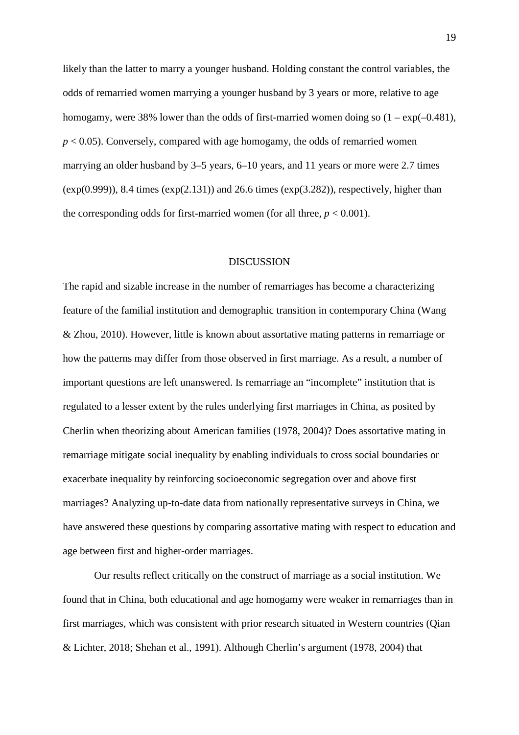likely than the latter to marry a younger husband. Holding constant the control variables, the odds of remarried women marrying a younger husband by 3 years or more, relative to age homogamy, were 38% lower than the odds of first-married women doing so $(1 - \exp(-0.481)$, $p < 0.05$). Conversely, compared with age homogamy, the odds of remarried women marrying an older husband by 3–5 years, 6–10 years, and 11 years or more were 2.7 times $(\exp(0.999))$, 8.4 times $(\exp(2.131))$ and 26.6 times $(\exp(3.282))$, respectively, higher than the corresponding odds for first-married women (for all three, $p < 0.001$).

## DISCUSSION

The rapid and sizable increase in the number of remarriages has become a characterizing feature of the familial institution and demographic transition in contemporary China (Wang & Zhou, 2010). However, little is known about assortative mating patterns in remarriage or how the patterns may differ from those observed in first marriage. As a result, a number of important questions are left unanswered. Is remarriage an "incomplete" institution that is regulated to a lesser extent by the rules underlying first marriages in China, as posited by Cherlin when theorizing about American families (1978, 2004)? Does assortative mating in remarriage mitigate social inequality by enabling individuals to cross social boundaries or exacerbate inequality by reinforcing socioeconomic segregation over and above first marriages? Analyzing up-to-date data from nationally representative surveys in China, we have answered these questions by comparing assortative mating with respect to education and age between first and higher-order marriages.

Our results reflect critically on the construct of marriage as a social institution. We found that in China, both educational and age homogamy were weaker in remarriages than in first marriages, which was consistent with prior research situated in Western countries (Qian & Lichter, 2018; Shehan et al., 1991). Although Cherlin's argument (1978, 2004) that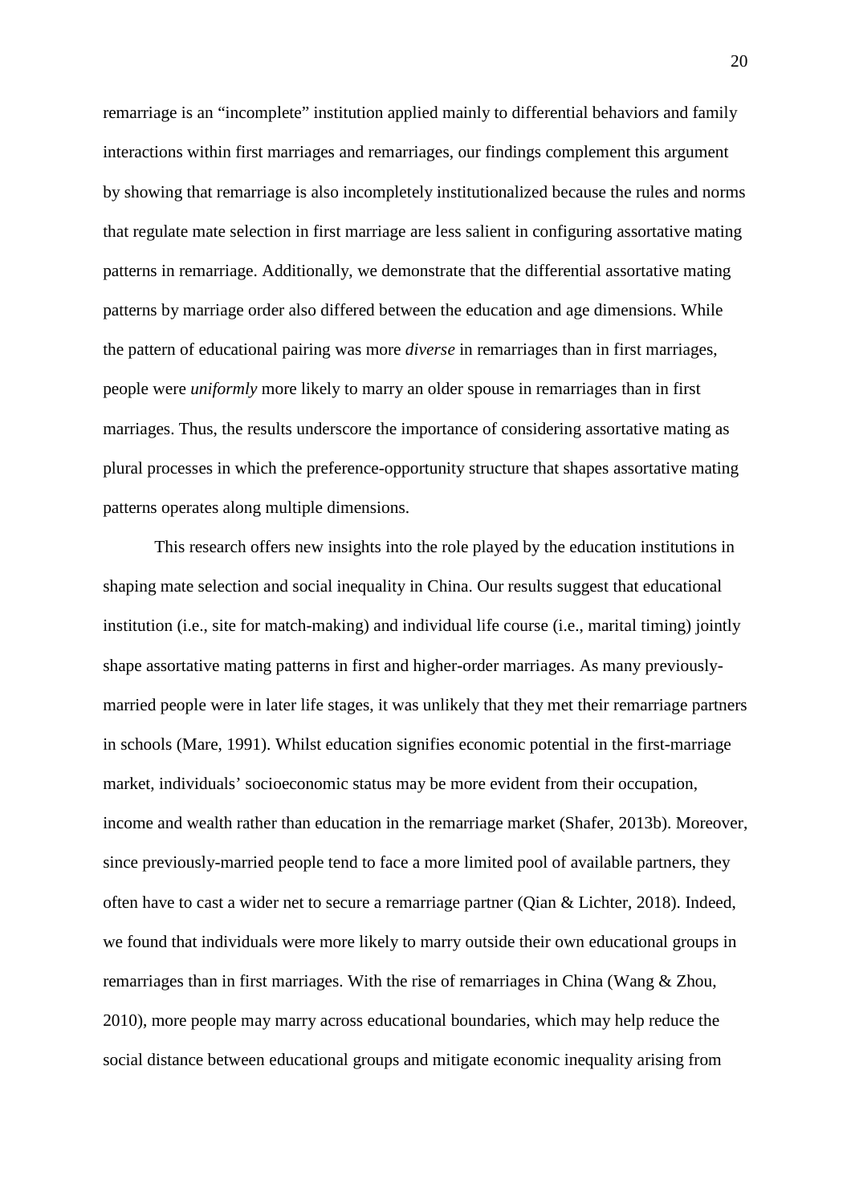remarriage is an "incomplete" institution applied mainly to differential behaviors and family interactions within first marriages and remarriages, our findings complement this argument by showing that remarriage is also incompletely institutionalized because the rules and norms that regulate mate selection in first marriage are less salient in configuring assortative mating patterns in remarriage. Additionally, we demonstrate that the differential assortative mating patterns by marriage order also differed between the education and age dimensions. While the pattern of educational pairing was more *diverse* in remarriages than in first marriages, people were *uniformly* more likely to marry an older spouse in remarriages than in first marriages. Thus, the results underscore the importance of considering assortative mating as plural processes in which the preference-opportunity structure that shapes assortative mating patterns operates along multiple dimensions.

This research offers new insights into the role played by the education institutions in shaping mate selection and social inequality in China. Our results suggest that educational institution (i.e., site for match-making) and individual life course (i.e., marital timing) jointly shape assortative mating patterns in first and higher-order marriages. As many previously-married people were in later life stages, it was unlikely that they met their remarriage partners in schools (Mare, 1991). Whilst education signifies economic potential in the first-marriage market, individuals' socioeconomic status may be more evident from their occupation, income and wealth rather than education in the remarriage market (Shafer, 2013b). Moreover, since previously-married people tend to face a more limited pool of available partners, they often have to cast a wider net to secure a remarriage partner (Qian & Lichter, 2018). Indeed, we found that individuals were more likely to marry outside their own educational groups in remarriages than in first marriages. With the rise of remarriages in China (Wang & Zhou, 2010), more people may marry across educational boundaries, which may help reduce the social distance between educational groups and mitigate economic inequality arising from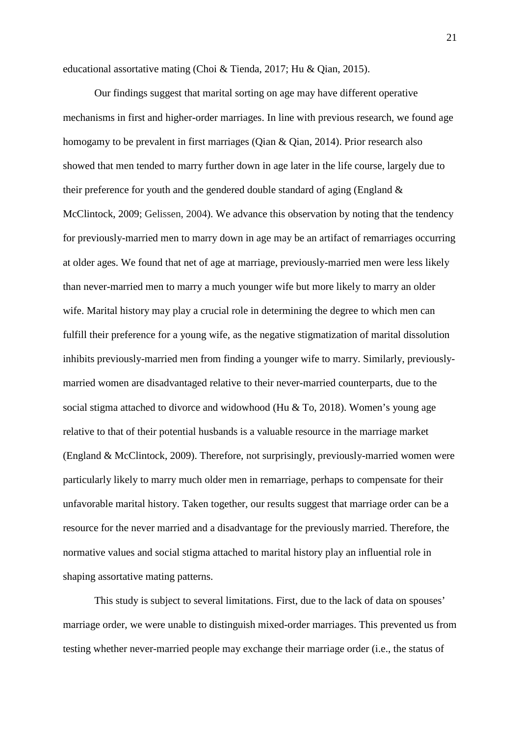educational assortative mating (Choi & Tienda, 2017; Hu & Qian, 2015).

Our findings suggest that marital sorting on age may have different operative mechanisms in first and higher-order marriages. In line with previous research, we found age homogamy to be prevalent in first marriages (Qian & Qian, 2014). Prior research also showed that men tended to marry further down in age later in the life course, largely due to their preference for youth and the gendered double standard of aging (England & McClintock, 2009; Gelissen, 2004). We advance this observation by noting that the tendency for previously-married men to marry down in age may be an artifact of remarriages occurring at older ages. We found that net of age at marriage, previously-married men were less likely than never-married men to marry a much younger wife but more likely to marry an older wife. Marital history may play a crucial role in determining the degree to which men can fulfill their preference for a young wife, as the negative stigmatization of marital dissolution inhibits previously-married men from finding a younger wife to marry. Similarly, previously-married women are disadvantaged relative to their never-married counterparts, due to the social stigma attached to divorce and widowhood (Hu & To, 2018). Women's young age relative to that of their potential husbands is a valuable resource in the marriage market (England & McClintock, 2009). Therefore, not surprisingly, previously-married women were particularly likely to marry much older men in remarriage, perhaps to compensate for their unfavorable marital history. Taken together, our results suggest that marriage order can be a resource for the never married and a disadvantage for the previously married. Therefore, the normative values and social stigma attached to marital history play an influential role in shaping assortative mating patterns.

This study is subject to several limitations. First, due to the lack of data on spouses' marriage order, we were unable to distinguish mixed-order marriages. This prevented us from testing whether never-married people may exchange their marriage order (i.e., the status of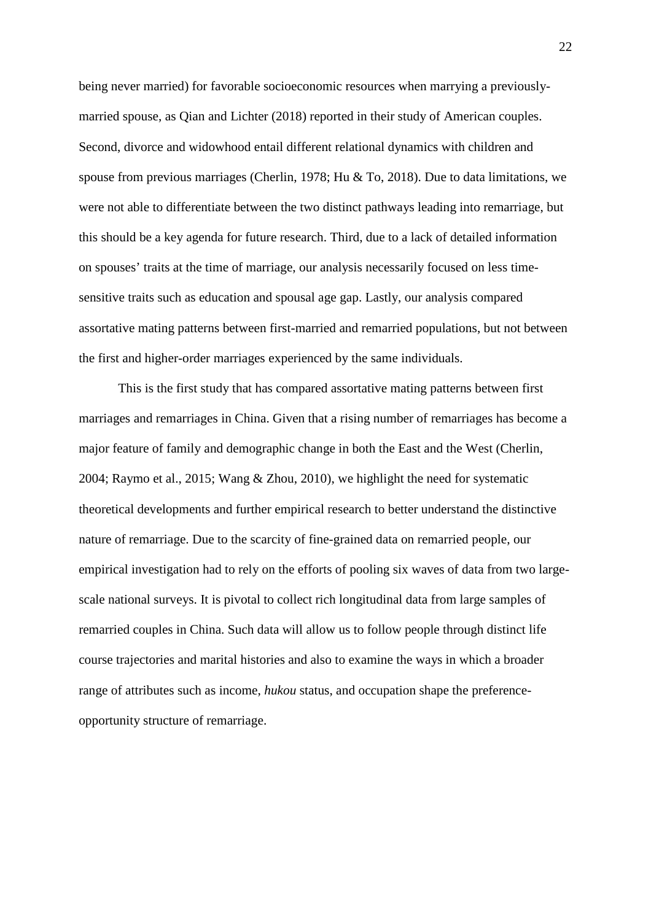being never married) for favorable socioeconomic resources when marrying a previously-married spouse, as Qian and Lichter (2018) reported in their study of American couples. Second, divorce and widowhood entail different relational dynamics with children and spouse from previous marriages (Cherlin, 1978; Hu & To, 2018). Due to data limitations, we were not able to differentiate between the two distinct pathways leading into remarriage, but this should be a key agenda for future research. Third, due to a lack of detailed information on spouses' traits at the time of marriage, our analysis necessarily focused on less time-sensitive traits such as education and spousal age gap. Lastly, our analysis compared assortative mating patterns between first-married and remarried populations, but not between the first and higher-order marriages experienced by the same individuals.

This is the first study that has compared assortative mating patterns between first marriages and remarriages in China. Given that a rising number of remarriages has become a major feature of family and demographic change in both the East and the West (Cherlin, 2004; Raymo et al., 2015; Wang & Zhou, 2010), we highlight the need for systematic theoretical developments and further empirical research to better understand the distinctive nature of remarriage. Due to the scarcity of fine-grained data on remarried people, our empirical investigation had to rely on the efforts of pooling six waves of data from two large-scale national surveys. It is pivotal to collect rich longitudinal data from large samples of remarried couples in China. Such data will allow us to follow people through distinct life course trajectories and marital histories and also to examine the ways in which a broader range of attributes such as income, *hukou* status, and occupation shape the preference-opportunity structure of remarriage.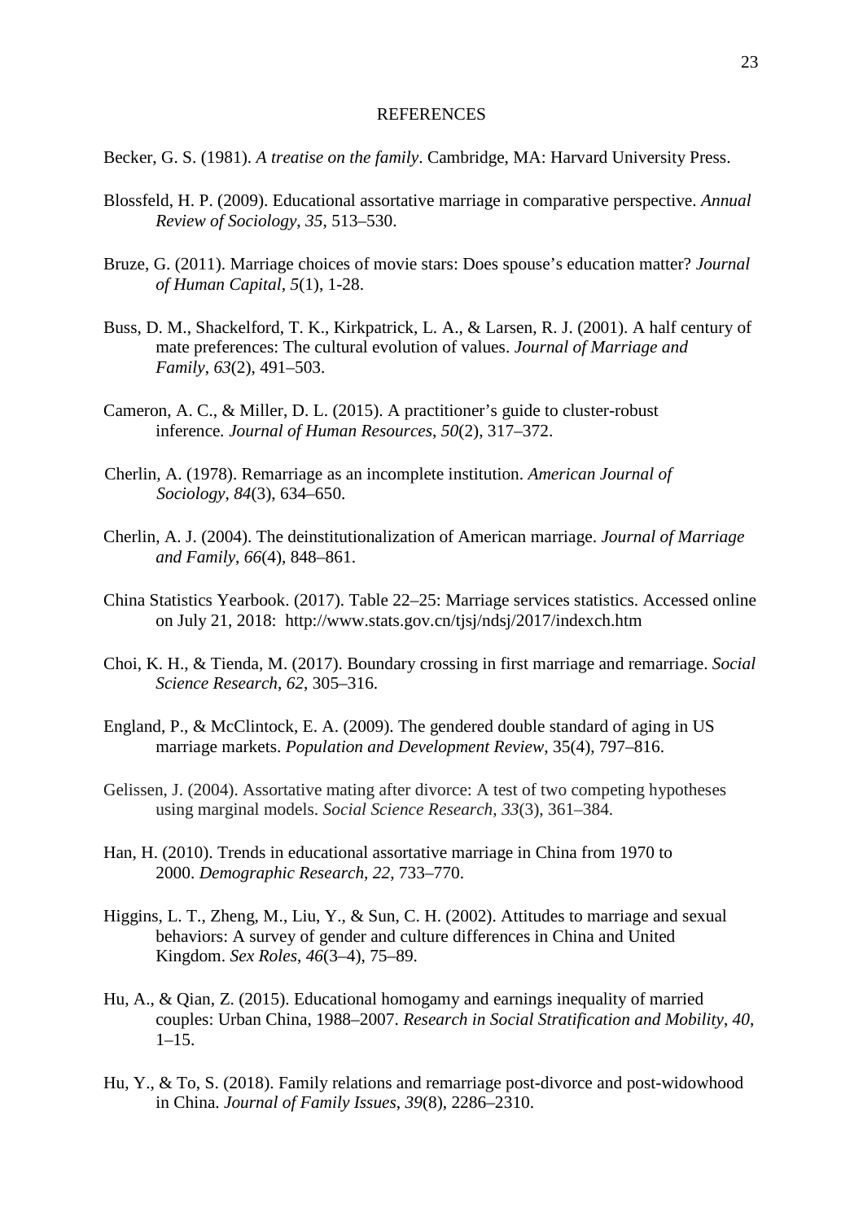# REFERENCES

Becker, G. S. (1981). *A treatise on the family*. Cambridge, MA: Harvard University Press.

Blossfeld, H. P. (2009). Educational assortative marriage in comparative perspective. *Annual Review of Sociology*, *35*, 513–530.

Bruze, G. (2011). Marriage choices of movie stars: Does spouse's education matter? *Journal of Human Capital*, *5*(1), 1-28.

Buss, D. M., Shackelford, T. K., Kirkpatrick, L. A., & Larsen, R. J. (2001). A half century of mate preferences: The cultural evolution of values. *Journal of Marriage and Family*, *63*(2), 491–503.

Cameron, A. C., & Miller, D. L. (2015). A practitioner's guide to cluster-robust inference*. Journal of Human Resources*, *50*(2), 317–372.

Cherlin, A. (1978). Remarriage as an incomplete institution. *American Journal of Sociology*, *84*(3), 634–650.

Cherlin, A. J. (2004). The deinstitutionalization of American marriage. *Journal of Marriage and Family*, *66*(4), 848–861.

China Statistics Yearbook. (2017). Table 22–25: Marriage services statistics. Accessed online on July 21, 2018: http://www.stats.gov.cn/tjsj/ndsj/2017/indexch.htm

Choi, K. H., & Tienda, M. (2017). Boundary crossing in first marriage and remarriage. *Social Science Research*, *62*, 305–316.

England, P., & McClintock, E. A. (2009). The gendered double standard of aging in US marriage markets. *Population and Development Review*, 35(4), 797–816.

Gelissen, J. (2004). Assortative mating after divorce: A test of two competing hypotheses using marginal models. *Social Science Research*, *33*(3), 361–384.

Han, H. (2010). Trends in educational assortative marriage in China from 1970 to 2000. *Demographic Research*, *22*, 733–770.

Higgins, L. T., Zheng, M., Liu, Y., & Sun, C. H. (2002). Attitudes to marriage and sexual behaviors: A survey of gender and culture differences in China and United Kingdom. *Sex Roles*, *46*(3–4), 75–89.

Hu, A., & Qian, Z. (2015). Educational homogamy and earnings inequality of married couples: Urban China, 1988–2007. *Research in Social Stratification and Mobility*, *40*, 1–15.

Hu, Y., & To, S. (2018). Family relations and remarriage post-divorce and post-widowhood in China. *Journal of Family Issues*, *39*(8), 2286–2310.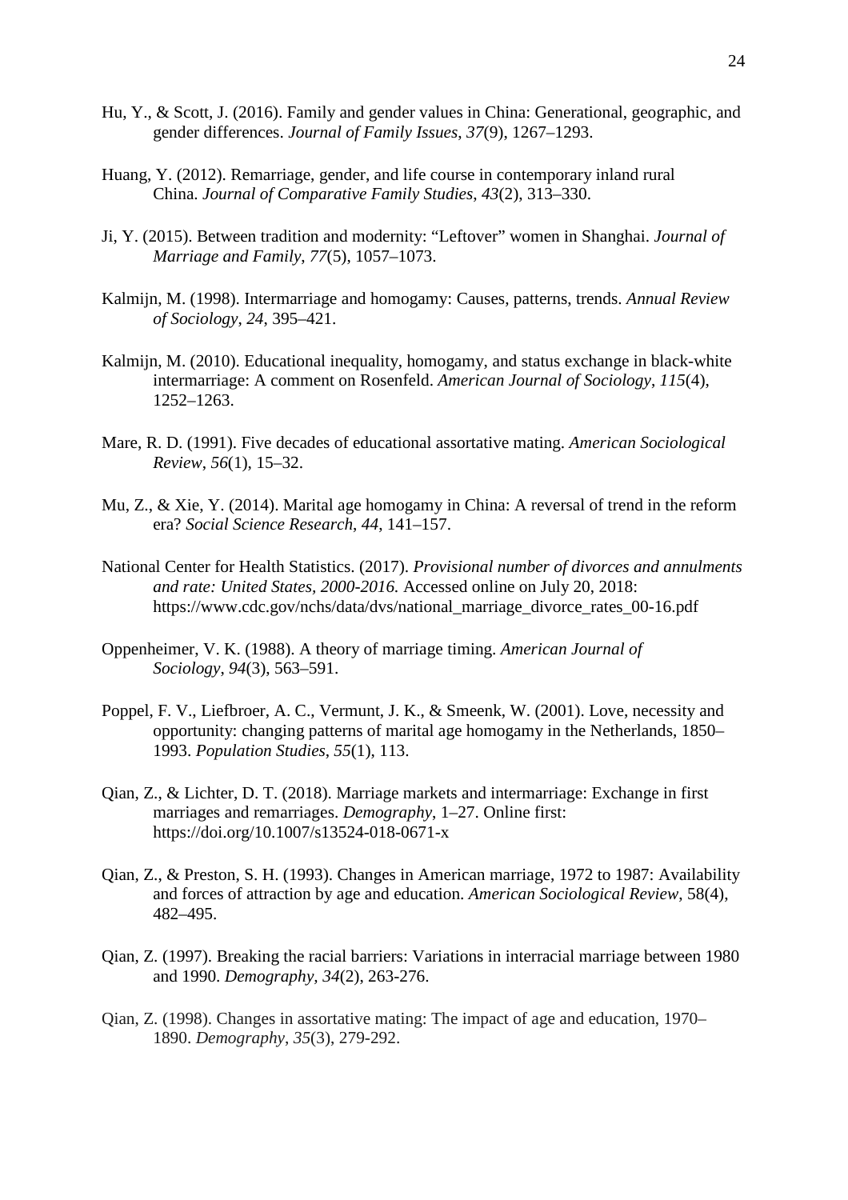Hu, Y., & Scott, J. (2016). Family and gender values in China: Generational, geographic, and gender differences. *Journal of Family Issues*, *37*(9), 1267–1293.

Huang, Y. (2012). Remarriage, gender, and life course in contemporary inland rural China. *Journal of Comparative Family Studies*, *43*(2), 313–330.

Ji, Y. (2015). Between tradition and modernity: "Leftover" women in Shanghai. *Journal of Marriage and Family*, *77*(5), 1057–1073.

Kalmijn, M. (1998). Intermarriage and homogamy: Causes, patterns, trends. *Annual Review of Sociology*, *24*, 395–421.

Kalmijn, M. (2010). Educational inequality, homogamy, and status exchange in black-white intermarriage: A comment on Rosenfeld. *American Journal of Sociology*, *115*(4), 1252–1263.

Mare, R. D. (1991). Five decades of educational assortative mating. *American Sociological Review*, *56*(1), 15–32.

Mu, Z., & Xie, Y. (2014). Marital age homogamy in China: A reversal of trend in the reform era? *Social Science Research*, *44*, 141–157.

National Center for Health Statistics. (2017). *Provisional number of divorces and annulments and rate: United States, 2000-2016.* Accessed online on July 20, 2018: https://www.cdc.gov/nchs/data/dvs/national_marriage_divorce_rates_00-16.pdf

Oppenheimer, V. K. (1988). A theory of marriage timing. *American Journal of Sociology*, *94*(3), 563–591.

Poppel, F. V., Liefbroer, A. C., Vermunt, J. K., & Smeenk, W. (2001). Love, necessity and opportunity: changing patterns of marital age homogamy in the Netherlands, 1850–1993. *Population Studies*, *55*(1), 113.

Qian, Z., & Lichter, D. T. (2018). Marriage markets and intermarriage: Exchange in first marriages and remarriages. *Demography*, 1–27. Online first: https://doi.org/10.1007/s13524-018-0671-x

Qian, Z., & Preston, S. H. (1993). Changes in American marriage, 1972 to 1987: Availability and forces of attraction by age and education. *American Sociological Review*, 58(4), 482–495.

Qian, Z. (1997). Breaking the racial barriers: Variations in interracial marriage between 1980 and 1990. *Demography*, *34*(2), 263-276.

Qian, Z. (1998). Changes in assortative mating: The impact of age and education, 1970–1890. *Demography*, *35*(3), 279-292.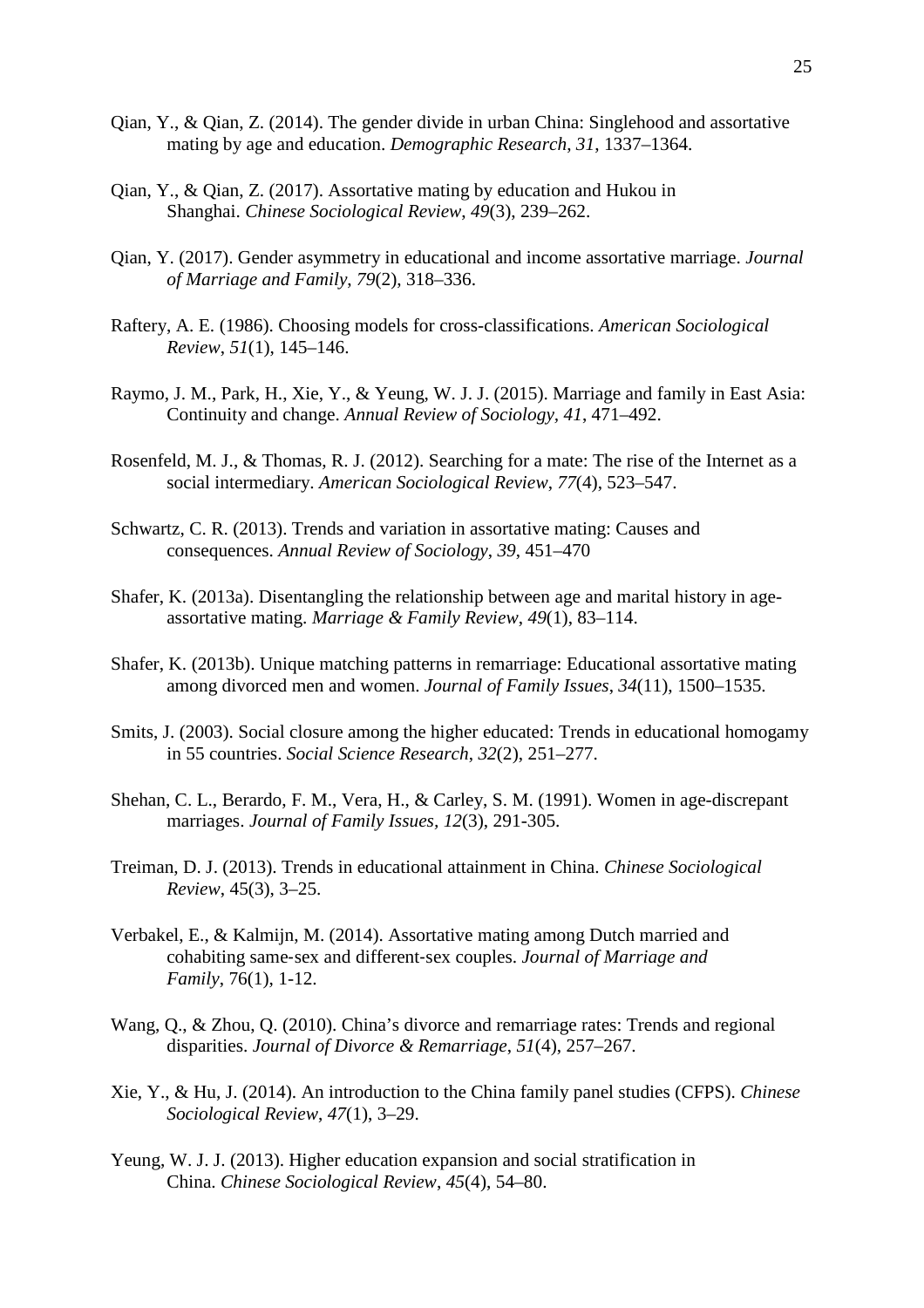Qian, Y., & Qian, Z. (2014). The gender divide in urban China: Singlehood and assortative mating by age and education. *Demographic Research*, *31*, 1337–1364.

Qian, Y., & Qian, Z. (2017). Assortative mating by education and Hukou in Shanghai. *Chinese Sociological Review*, *49*(3), 239–262.

Qian, Y. (2017). Gender asymmetry in educational and income assortative marriage. *Journal of Marriage and Family*, *79*(2), 318–336.

Raftery, A. E. (1986). Choosing models for cross-classifications. *American Sociological Review*, *51*(1), 145–146.

Raymo, J. M., Park, H., Xie, Y., & Yeung, W. J. J. (2015). Marriage and family in East Asia: Continuity and change. *Annual Review of Sociology*, *41*, 471–492.

Rosenfeld, M. J., & Thomas, R. J. (2012). Searching for a mate: The rise of the Internet as a social intermediary. *American Sociological Review*, *77*(4), 523–547.

Schwartz, C. R. (2013). Trends and variation in assortative mating: Causes and consequences. *Annual Review of Sociology*, *39*, 451–470

Shafer, K. (2013a). Disentangling the relationship between age and marital history in age-assortative mating. *Marriage & Family Review*, *49*(1), 83–114.

Shafer, K. (2013b). Unique matching patterns in remarriage: Educational assortative mating among divorced men and women. *Journal of Family Issues*, *34*(11), 1500–1535.

Smits, J. (2003). Social closure among the higher educated: Trends in educational homogamy in 55 countries. *Social Science Research*, *32*(2), 251–277.

Shehan, C. L., Berardo, F. M., Vera, H., & Carley, S. M. (1991). Women in age-discrepant marriages. *Journal of Family Issues*, *12*(3), 291-305.

Treiman, D. J. (2013). Trends in educational attainment in China. *Chinese Sociological Review*, 45(3), 3–25.

Verbakel, E., & Kalmijn, M. (2014). Assortative mating among Dutch married and cohabiting same‐sex and different‐sex couples. *Journal of Marriage and Family*, 76(1), 1-12.

Wang, Q., & Zhou, Q. (2010). China's divorce and remarriage rates: Trends and regional disparities. *Journal of Divorce & Remarriage*, *51*(4), 257–267.

Xie, Y., & Hu, J. (2014). An introduction to the China family panel studies (CFPS). *Chinese Sociological Review*, *47*(1), 3–29.

Yeung, W. J. J. (2013). Higher education expansion and social stratification in China. *Chinese Sociological Review*, *45*(4), 54–80.